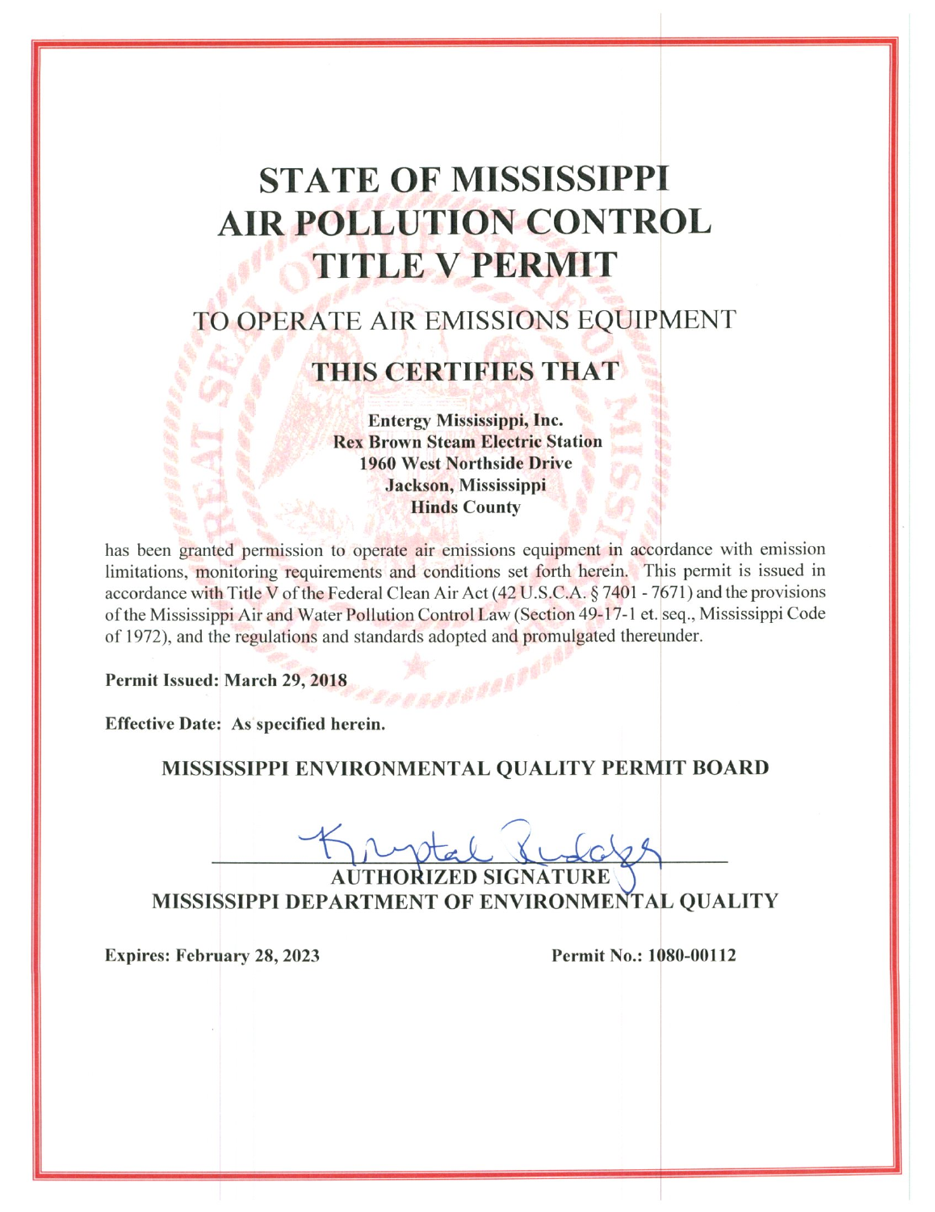# STATE OF MISSISSIPPI
# AIR POLLUTION CONTROL
# TITLE V PERMIT

## TO OPERATE AIR EMISSIONS EQUIPMENT

## THIS CERTIFIES THAT

**Entergy Mississippi, Inc.**
**Rex Brown Steam Electric Station**
**1960 West Northside Drive**
**Jackson, Mississippi**
**Hinds County**

has been granted permission to operate air emissions equipment in accordance with emission limitations, monitoring requirements and conditions set forth herein. This permit is issued in accordance with Title V of the Federal Clean Air Act (42 U.S.C.A. § 7401 - 7671) and the provisions of the Mississippi Air and Water Pollution Control Law (Section 49-17-1 et. seq., Mississippi Code of 1972), and the regulations and standards adopted and promulgated thereunder.

**Permit Issued: March 29, 2018**

**Effective Date: As specified herein.**

**MISSISSIPPI ENVIRONMENTAL QUALITY PERMIT BOARD**

**AUTHORIZED SIGNATURE**
**MISSISSIPPI DEPARTMENT OF ENVIRONMENTAL QUALITY**

**Expires: February 28, 2023**

**Permit No.: 1080-00112**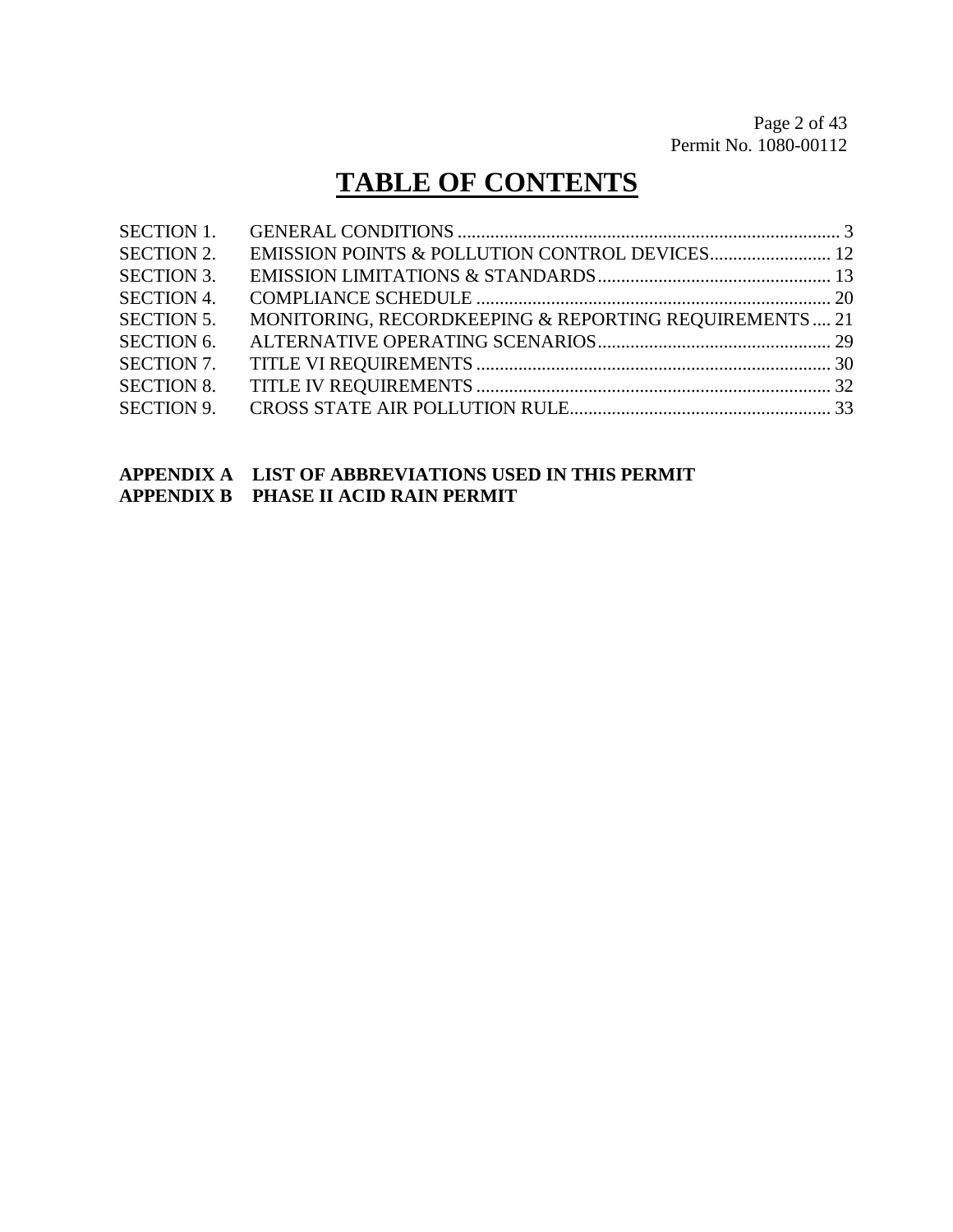# TABLE OF CONTENTS

| | | |
|---|---|---|
| SECTION 1. | GENERAL CONDITIONS | 3 |
| SECTION 2. | EMISSION POINTS & POLLUTION CONTROL DEVICES | 12 |
| SECTION 3. | EMISSION LIMITATIONS & STANDARDS | 13 |
| SECTION 4. | COMPLIANCE SCHEDULE | 20 |
| SECTION 5. | MONITORING, RECORDKEEPING & REPORTING REQUIREMENTS | 21 |
| SECTION 6. | ALTERNATIVE OPERATING SCENARIOS | 29 |
| SECTION 7. | TITLE VI REQUIREMENTS | 30 |
| SECTION 8. | TITLE IV REQUIREMENTS | 32 |
| SECTION 9. | CROSS STATE AIR POLLUTION RULE | 33 |

**APPENDIX A LIST OF ABBREVIATIONS USED IN THIS PERMIT**
**APPENDIX B PHASE II ACID RAIN PERMIT**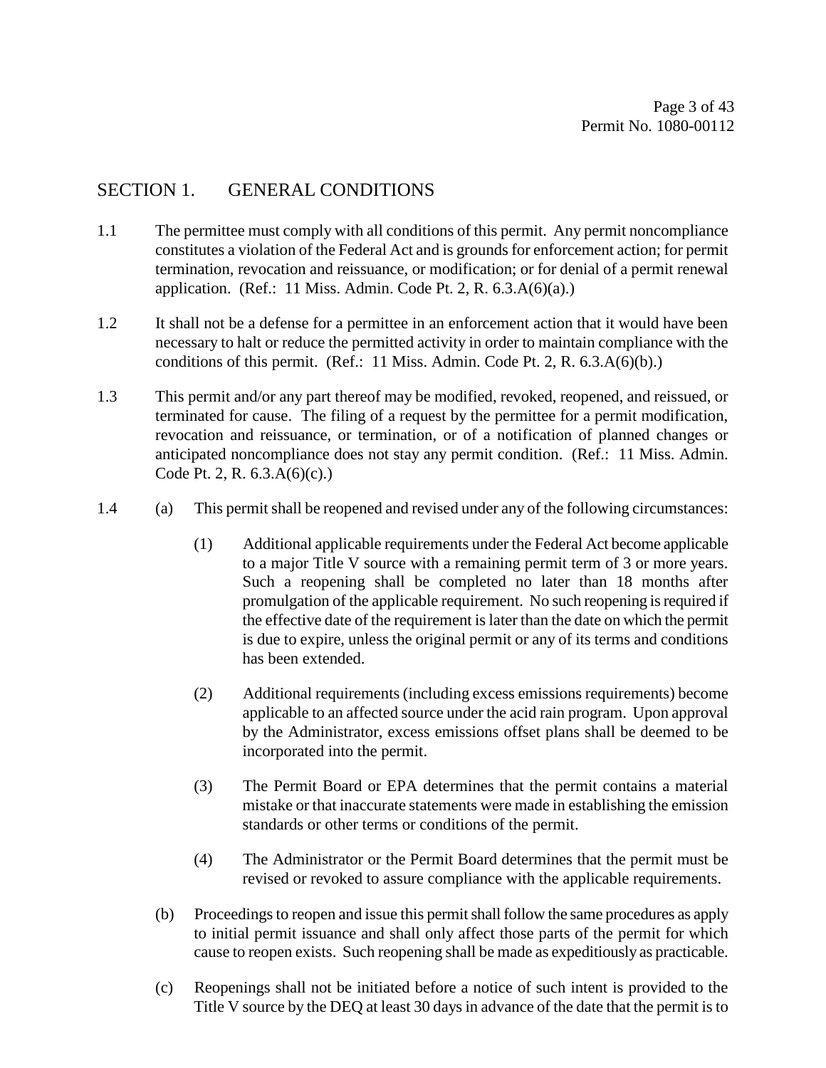## SECTION 1. GENERAL CONDITIONS

1.1 The permittee must comply with all conditions of this permit. Any permit noncompliance constitutes a violation of the Federal Act and is grounds for enforcement action; for permit termination, revocation and reissuance, or modification; or for denial of a permit renewal application. (Ref.: 11 Miss. Admin. Code Pt. 2, R. 6.3.A(6)(a).)

1.2 It shall not be a defense for a permittee in an enforcement action that it would have been necessary to halt or reduce the permitted activity in order to maintain compliance with the conditions of this permit. (Ref.: 11 Miss. Admin. Code Pt. 2, R. 6.3.A(6)(b).)

1.3 This permit and/or any part thereof may be modified, revoked, reopened, and reissued, or terminated for cause. The filing of a request by the permittee for a permit modification, revocation and reissuance, or termination, or of a notification of planned changes or anticipated noncompliance does not stay any permit condition. (Ref.: 11 Miss. Admin. Code Pt. 2, R. 6.3.A(6)(c).)

1.4 (a) This permit shall be reopened and revised under any of the following circumstances:

(1) Additional applicable requirements under the Federal Act become applicable to a major Title V source with a remaining permit term of 3 or more years. Such a reopening shall be completed no later than 18 months after promulgation of the applicable requirement. No such reopening is required if the effective date of the requirement is later than the date on which the permit is due to expire, unless the original permit or any of its terms and conditions has been extended.

(2) Additional requirements (including excess emissions requirements) become applicable to an affected source under the acid rain program. Upon approval by the Administrator, excess emissions offset plans shall be deemed to be incorporated into the permit.

(3) The Permit Board or EPA determines that the permit contains a material mistake or that inaccurate statements were made in establishing the emission standards or other terms or conditions of the permit.

(4) The Administrator or the Permit Board determines that the permit must be revised or revoked to assure compliance with the applicable requirements.

(b) Proceedings to reopen and issue this permit shall follow the same procedures as apply to initial permit issuance and shall only affect those parts of the permit for which cause to reopen exists. Such reopening shall be made as expeditiously as practicable.

(c) Reopenings shall not be initiated before a notice of such intent is provided to the Title V source by the DEQ at least 30 days in advance of the date that the permit is to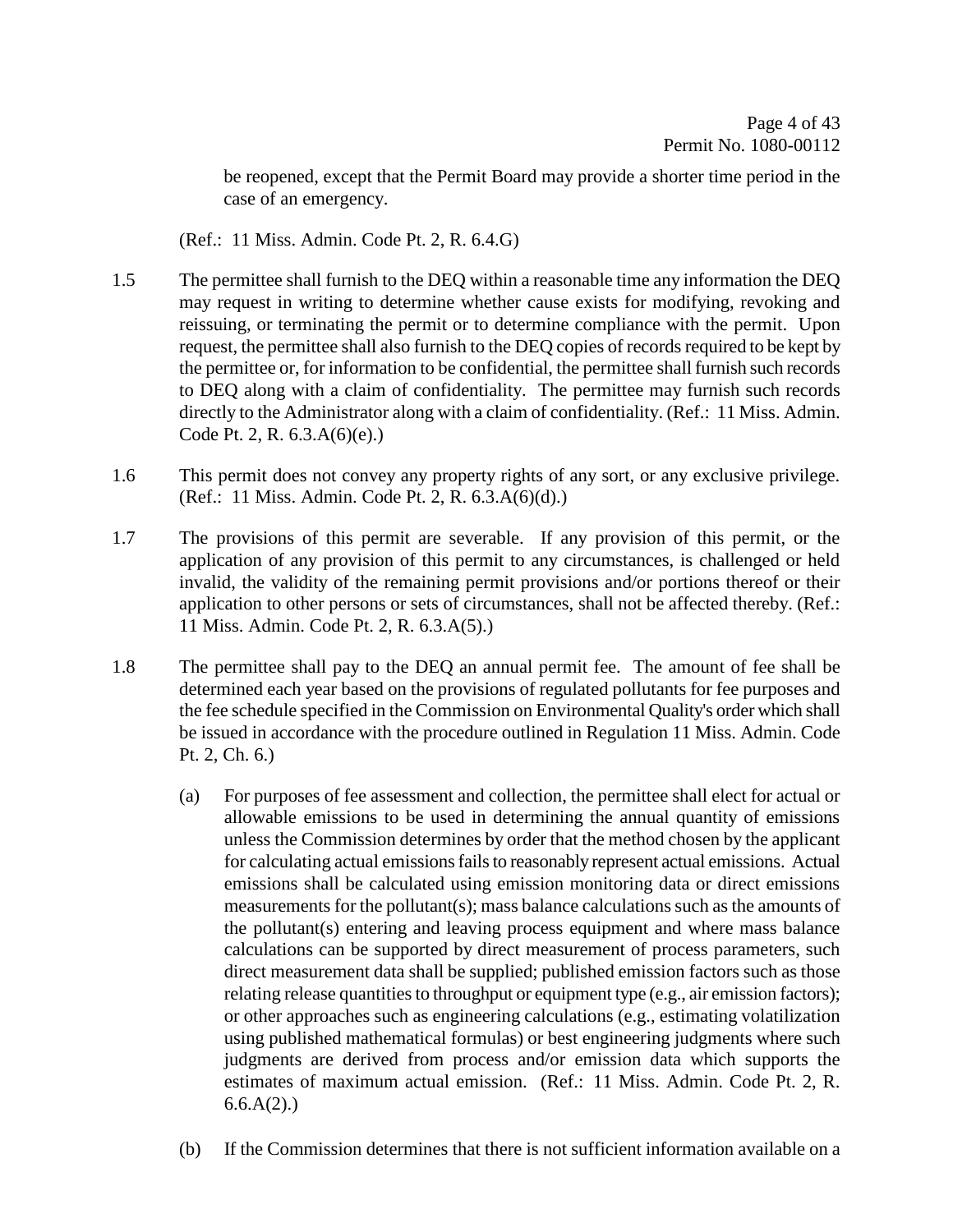be reopened, except that the Permit Board may provide a shorter time period in the case of an emergency.

(Ref.: 11 Miss. Admin. Code Pt. 2, R. 6.4.G)

1.5 The permittee shall furnish to the DEQ within a reasonable time any information the DEQ may request in writing to determine whether cause exists for modifying, revoking and reissuing, or terminating the permit or to determine compliance with the permit. Upon request, the permittee shall also furnish to the DEQ copies of records required to be kept by the permittee or, for information to be confidential, the permittee shall furnish such records to DEQ along with a claim of confidentiality. The permittee may furnish such records directly to the Administrator along with a claim of confidentiality. (Ref.: 11 Miss. Admin. Code Pt. 2, R. 6.3.A(6)(e).)

1.6 This permit does not convey any property rights of any sort, or any exclusive privilege. (Ref.: 11 Miss. Admin. Code Pt. 2, R. 6.3.A(6)(d).)

1.7 The provisions of this permit are severable. If any provision of this permit, or the application of any provision of this permit to any circumstances, is challenged or held invalid, the validity of the remaining permit provisions and/or portions thereof or their application to other persons or sets of circumstances, shall not be affected thereby. (Ref.: 11 Miss. Admin. Code Pt. 2, R. 6.3.A(5).)

1.8 The permittee shall pay to the DEQ an annual permit fee. The amount of fee shall be determined each year based on the provisions of regulated pollutants for fee purposes and the fee schedule specified in the Commission on Environmental Quality's order which shall be issued in accordance with the procedure outlined in Regulation 11 Miss. Admin. Code Pt. 2, Ch. 6.)

(a) For purposes of fee assessment and collection, the permittee shall elect for actual or allowable emissions to be used in determining the annual quantity of emissions unless the Commission determines by order that the method chosen by the applicant for calculating actual emissions fails to reasonably represent actual emissions. Actual emissions shall be calculated using emission monitoring data or direct emissions measurements for the pollutant(s); mass balance calculations such as the amounts of the pollutant(s) entering and leaving process equipment and where mass balance calculations can be supported by direct measurement of process parameters, such direct measurement data shall be supplied; published emission factors such as those relating release quantities to throughput or equipment type (e.g., air emission factors); or other approaches such as engineering calculations (e.g., estimating volatilization using published mathematical formulas) or best engineering judgments where such judgments are derived from process and/or emission data which supports the estimates of maximum actual emission. (Ref.: 11 Miss. Admin. Code Pt. 2, R. 6.6.A(2).)

(b) If the Commission determines that there is not sufficient information available on a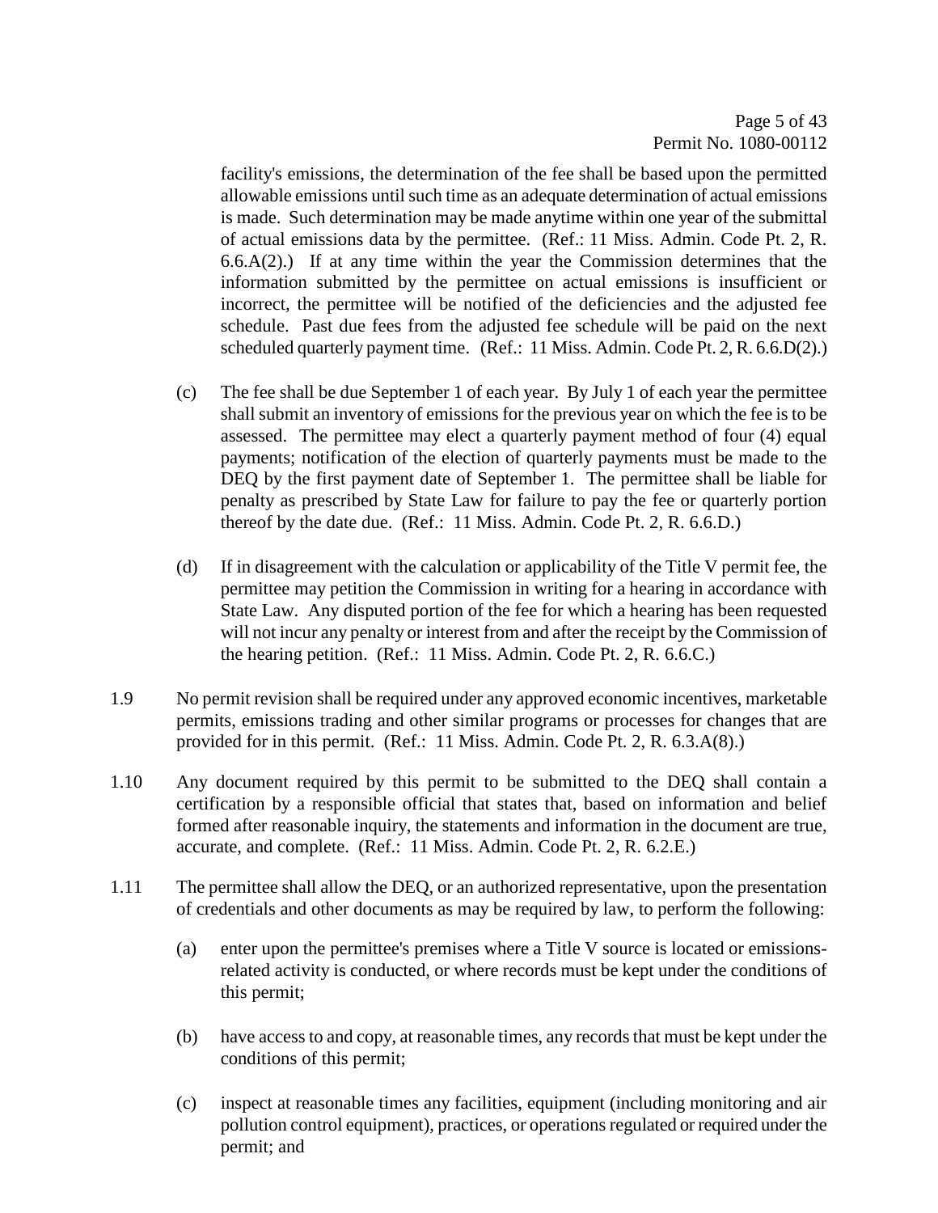facility's emissions, the determination of the fee shall be based upon the permitted allowable emissions until such time as an adequate determination of actual emissions is made. Such determination may be made anytime within one year of the submittal of actual emissions data by the permittee. (Ref.: 11 Miss. Admin. Code Pt. 2, R. 6.6.A(2).) If at any time within the year the Commission determines that the information submitted by the permittee on actual emissions is insufficient or incorrect, the permittee will be notified of the deficiencies and the adjusted fee schedule. Past due fees from the adjusted fee schedule will be paid on the next scheduled quarterly payment time. (Ref.: 11 Miss. Admin. Code Pt. 2, R. 6.6.D(2).)

(c) The fee shall be due September 1 of each year. By July 1 of each year the permittee shall submit an inventory of emissions for the previous year on which the fee is to be assessed. The permittee may elect a quarterly payment method of four (4) equal payments; notification of the election of quarterly payments must be made to the DEQ by the first payment date of September 1. The permittee shall be liable for penalty as prescribed by State Law for failure to pay the fee or quarterly portion thereof by the date due. (Ref.: 11 Miss. Admin. Code Pt. 2, R. 6.6.D.)

(d) If in disagreement with the calculation or applicability of the Title V permit fee, the permittee may petition the Commission in writing for a hearing in accordance with State Law. Any disputed portion of the fee for which a hearing has been requested will not incur any penalty or interest from and after the receipt by the Commission of the hearing petition. (Ref.: 11 Miss. Admin. Code Pt. 2, R. 6.6.C.)

1.9 No permit revision shall be required under any approved economic incentives, marketable permits, emissions trading and other similar programs or processes for changes that are provided for in this permit. (Ref.: 11 Miss. Admin. Code Pt. 2, R. 6.3.A(8).)

1.10 Any document required by this permit to be submitted to the DEQ shall contain a certification by a responsible official that states that, based on information and belief formed after reasonable inquiry, the statements and information in the document are true, accurate, and complete. (Ref.: 11 Miss. Admin. Code Pt. 2, R. 6.2.E.)

1.11 The permittee shall allow the DEQ, or an authorized representative, upon the presentation of credentials and other documents as may be required by law, to perform the following:

(a) enter upon the permittee's premises where a Title V source is located or emissions-related activity is conducted, or where records must be kept under the conditions of this permit;

(b) have access to and copy, at reasonable times, any records that must be kept under the conditions of this permit;

(c) inspect at reasonable times any facilities, equipment (including monitoring and air pollution control equipment), practices, or operations regulated or required under the permit; and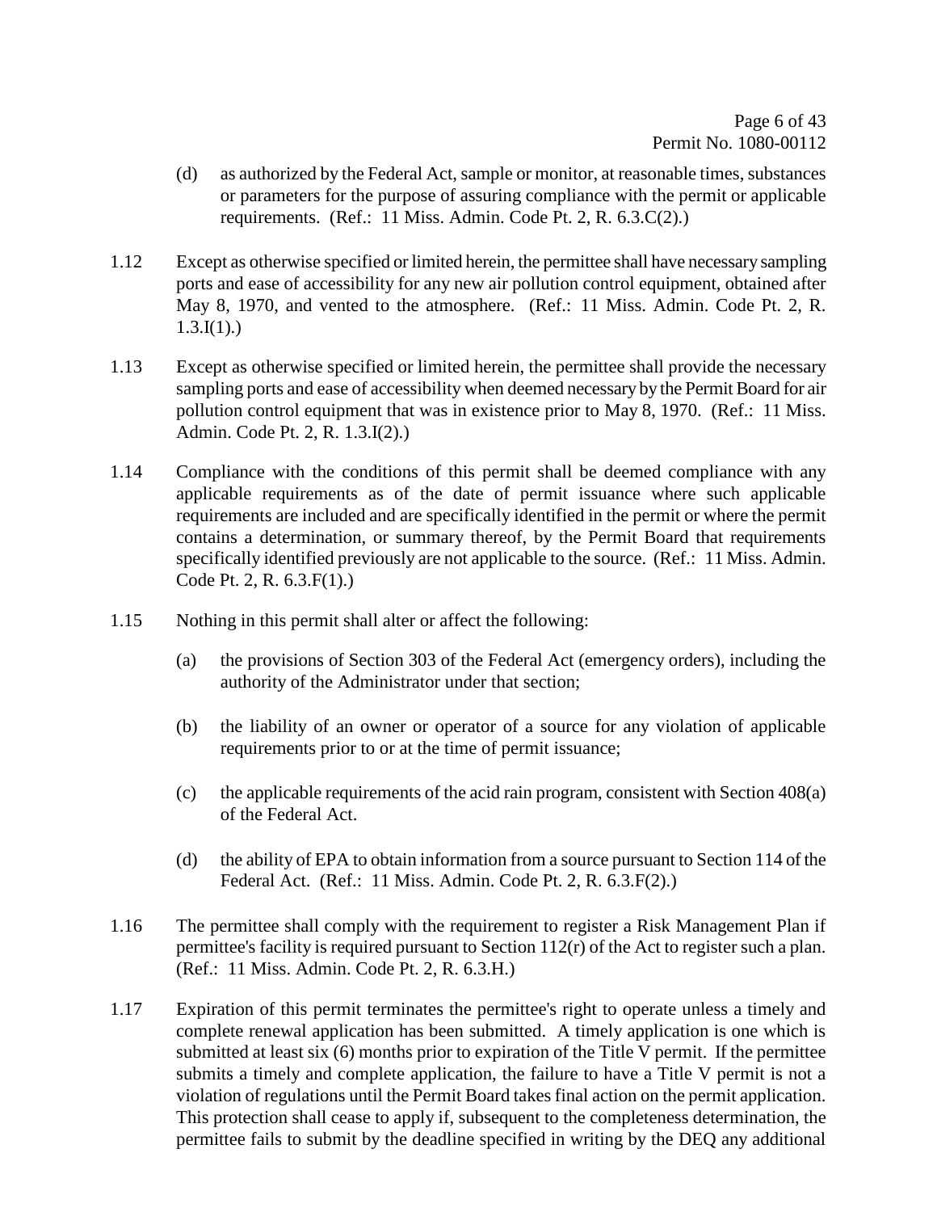(d) as authorized by the Federal Act, sample or monitor, at reasonable times, substances or parameters for the purpose of assuring compliance with the permit or applicable requirements. (Ref.: 11 Miss. Admin. Code Pt. 2, R. 6.3.C(2).)

1.12 Except as otherwise specified or limited herein, the permittee shall have necessary sampling ports and ease of accessibility for any new air pollution control equipment, obtained after May 8, 1970, and vented to the atmosphere. (Ref.: 11 Miss. Admin. Code Pt. 2, R. 1.3.I(1).)

1.13 Except as otherwise specified or limited herein, the permittee shall provide the necessary sampling ports and ease of accessibility when deemed necessary by the Permit Board for air pollution control equipment that was in existence prior to May 8, 1970. (Ref.: 11 Miss. Admin. Code Pt. 2, R. 1.3.I(2).)

1.14 Compliance with the conditions of this permit shall be deemed compliance with any applicable requirements as of the date of permit issuance where such applicable requirements are included and are specifically identified in the permit or where the permit contains a determination, or summary thereof, by the Permit Board that requirements specifically identified previously are not applicable to the source. (Ref.: 11 Miss. Admin. Code Pt. 2, R. 6.3.F(1).)

1.15 Nothing in this permit shall alter or affect the following:

(a) the provisions of Section 303 of the Federal Act (emergency orders), including the authority of the Administrator under that section;

(b) the liability of an owner or operator of a source for any violation of applicable requirements prior to or at the time of permit issuance;

(c) the applicable requirements of the acid rain program, consistent with Section 408(a) of the Federal Act.

(d) the ability of EPA to obtain information from a source pursuant to Section 114 of the Federal Act. (Ref.: 11 Miss. Admin. Code Pt. 2, R. 6.3.F(2).)

1.16 The permittee shall comply with the requirement to register a Risk Management Plan if permittee's facility is required pursuant to Section 112(r) of the Act to register such a plan. (Ref.: 11 Miss. Admin. Code Pt. 2, R. 6.3.H.)

1.17 Expiration of this permit terminates the permittee's right to operate unless a timely and complete renewal application has been submitted. A timely application is one which is submitted at least six (6) months prior to expiration of the Title V permit. If the permittee submits a timely and complete application, the failure to have a Title V permit is not a violation of regulations until the Permit Board takes final action on the permit application. This protection shall cease to apply if, subsequent to the completeness determination, the permittee fails to submit by the deadline specified in writing by the DEQ any additional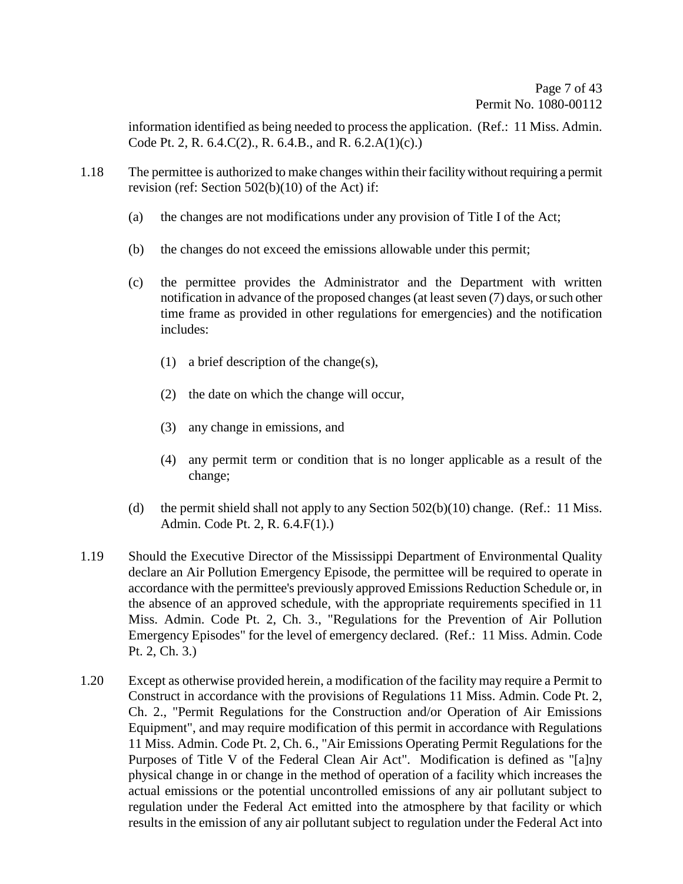information identified as being needed to process the application. (Ref.: 11 Miss. Admin. Code Pt. 2, R. 6.4.C(2)., R. 6.4.B., and R. 6.2.A(1)(c).)

1.18 The permittee is authorized to make changes within their facility without requiring a permit revision (ref: Section 502(b)(10) of the Act) if:

(a) the changes are not modifications under any provision of Title I of the Act;

(b) the changes do not exceed the emissions allowable under this permit;

(c) the permittee provides the Administrator and the Department with written notification in advance of the proposed changes (at least seven (7) days, or such other time frame as provided in other regulations for emergencies) and the notification includes:

(1) a brief description of the change(s),

(2) the date on which the change will occur,

(3) any change in emissions, and

(4) any permit term or condition that is no longer applicable as a result of the change;

(d) the permit shield shall not apply to any Section 502(b)(10) change. (Ref.: 11 Miss. Admin. Code Pt. 2, R. 6.4.F(1).)

1.19 Should the Executive Director of the Mississippi Department of Environmental Quality declare an Air Pollution Emergency Episode, the permittee will be required to operate in accordance with the permittee's previously approved Emissions Reduction Schedule or, in the absence of an approved schedule, with the appropriate requirements specified in 11 Miss. Admin. Code Pt. 2, Ch. 3., "Regulations for the Prevention of Air Pollution Emergency Episodes" for the level of emergency declared. (Ref.: 11 Miss. Admin. Code Pt. 2, Ch. 3.)

1.20 Except as otherwise provided herein, a modification of the facility may require a Permit to Construct in accordance with the provisions of Regulations 11 Miss. Admin. Code Pt. 2, Ch. 2., "Permit Regulations for the Construction and/or Operation of Air Emissions Equipment", and may require modification of this permit in accordance with Regulations 11 Miss. Admin. Code Pt. 2, Ch. 6., "Air Emissions Operating Permit Regulations for the Purposes of Title V of the Federal Clean Air Act". Modification is defined as "[a]ny physical change in or change in the method of operation of a facility which increases the actual emissions or the potential uncontrolled emissions of any air pollutant subject to regulation under the Federal Act emitted into the atmosphere by that facility or which results in the emission of any air pollutant subject to regulation under the Federal Act into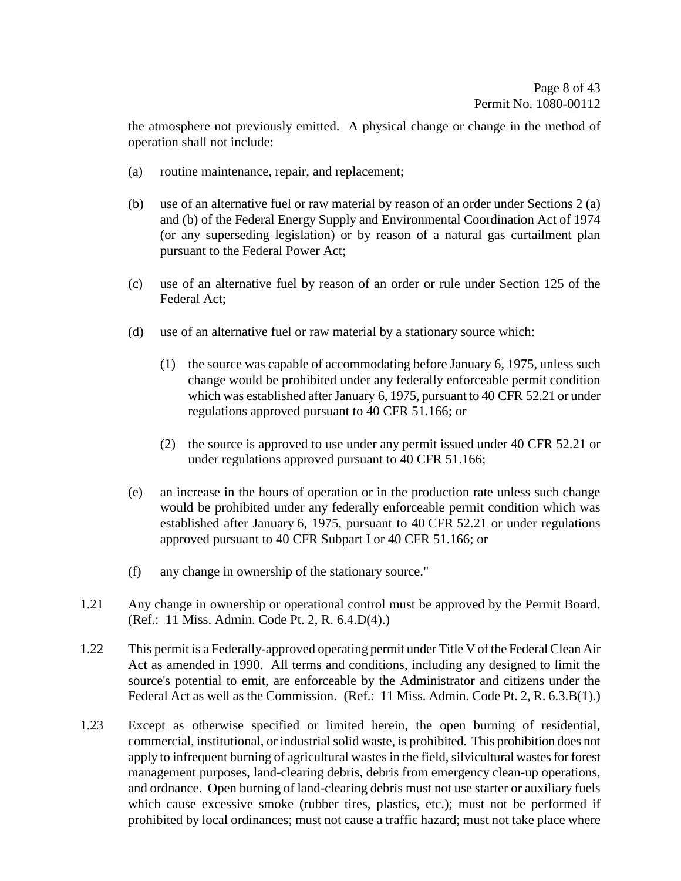the atmosphere not previously emitted. A physical change or change in the method of operation shall not include:

(a) routine maintenance, repair, and replacement;

(b) use of an alternative fuel or raw material by reason of an order under Sections 2 (a) and (b) of the Federal Energy Supply and Environmental Coordination Act of 1974 (or any superseding legislation) or by reason of a natural gas curtailment plan pursuant to the Federal Power Act;

(c) use of an alternative fuel by reason of an order or rule under Section 125 of the Federal Act;

(d) use of an alternative fuel or raw material by a stationary source which:

(1) the source was capable of accommodating before January 6, 1975, unless such change would be prohibited under any federally enforceable permit condition which was established after January 6, 1975, pursuant to 40 CFR 52.21 or under regulations approved pursuant to 40 CFR 51.166; or

(2) the source is approved to use under any permit issued under 40 CFR 52.21 or under regulations approved pursuant to 40 CFR 51.166;

(e) an increase in the hours of operation or in the production rate unless such change would be prohibited under any federally enforceable permit condition which was established after January 6, 1975, pursuant to 40 CFR 52.21 or under regulations approved pursuant to 40 CFR Subpart I or 40 CFR 51.166; or

(f) any change in ownership of the stationary source."

1.21 Any change in ownership or operational control must be approved by the Permit Board. (Ref.: 11 Miss. Admin. Code Pt. 2, R. 6.4.D(4).)

1.22 This permit is a Federally-approved operating permit under Title V of the Federal Clean Air Act as amended in 1990. All terms and conditions, including any designed to limit the source's potential to emit, are enforceable by the Administrator and citizens under the Federal Act as well as the Commission. (Ref.: 11 Miss. Admin. Code Pt. 2, R. 6.3.B(1).)

1.23 Except as otherwise specified or limited herein, the open burning of residential, commercial, institutional, or industrial solid waste, is prohibited. This prohibition does not apply to infrequent burning of agricultural wastes in the field, silvicultural wastes for forest management purposes, land-clearing debris, debris from emergency clean-up operations, and ordnance. Open burning of land-clearing debris must not use starter or auxiliary fuels which cause excessive smoke (rubber tires, plastics, etc.); must not be performed if prohibited by local ordinances; must not cause a traffic hazard; must not take place where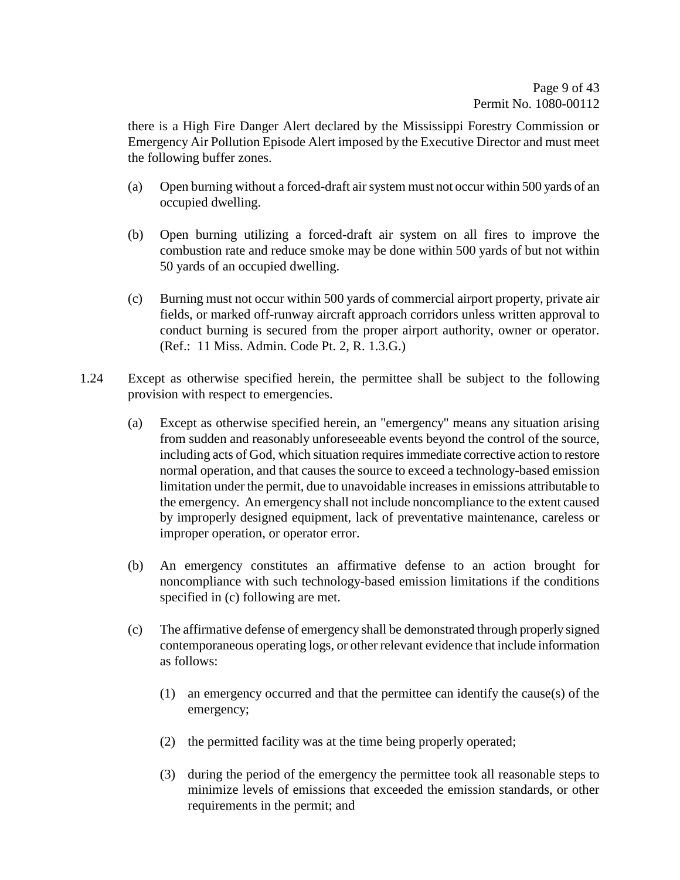there is a High Fire Danger Alert declared by the Mississippi Forestry Commission or Emergency Air Pollution Episode Alert imposed by the Executive Director and must meet the following buffer zones.

(a) Open burning without a forced-draft air system must not occur within 500 yards of an occupied dwelling.

(b) Open burning utilizing a forced-draft air system on all fires to improve the combustion rate and reduce smoke may be done within 500 yards of but not within 50 yards of an occupied dwelling.

(c) Burning must not occur within 500 yards of commercial airport property, private air fields, or marked off-runway aircraft approach corridors unless written approval to conduct burning is secured from the proper airport authority, owner or operator. (Ref.: 11 Miss. Admin. Code Pt. 2, R. 1.3.G.)

1.24 Except as otherwise specified herein, the permittee shall be subject to the following provision with respect to emergencies.

(a) Except as otherwise specified herein, an "emergency" means any situation arising from sudden and reasonably unforeseeable events beyond the control of the source, including acts of God, which situation requires immediate corrective action to restore normal operation, and that causes the source to exceed a technology-based emission limitation under the permit, due to unavoidable increases in emissions attributable to the emergency. An emergency shall not include noncompliance to the extent caused by improperly designed equipment, lack of preventative maintenance, careless or improper operation, or operator error.

(b) An emergency constitutes an affirmative defense to an action brought for noncompliance with such technology-based emission limitations if the conditions specified in (c) following are met.

(c) The affirmative defense of emergency shall be demonstrated through properly signed contemporaneous operating logs, or other relevant evidence that include information as follows:

(1) an emergency occurred and that the permittee can identify the cause(s) of the emergency;

(2) the permitted facility was at the time being properly operated;

(3) during the period of the emergency the permittee took all reasonable steps to minimize levels of emissions that exceeded the emission standards, or other requirements in the permit; and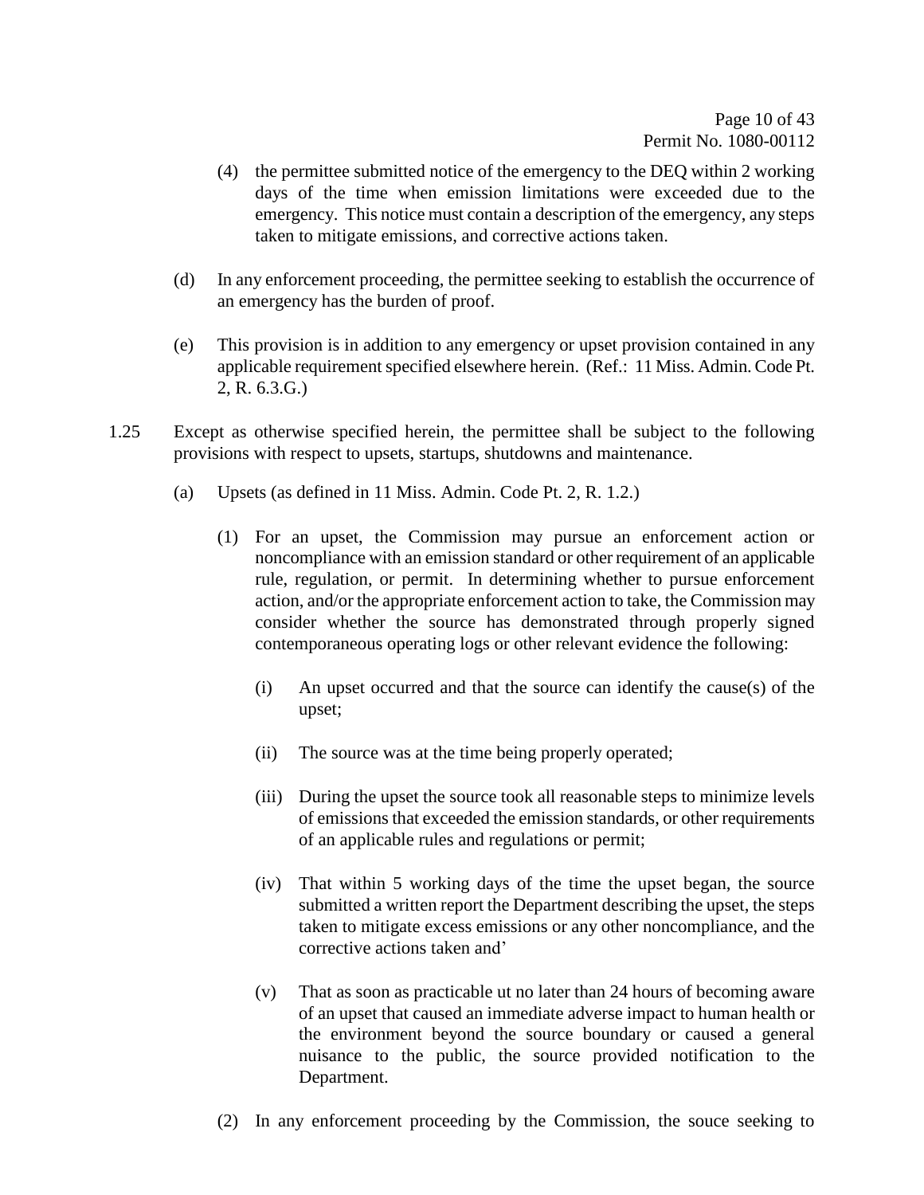(4) the permittee submitted notice of the emergency to the DEQ within 2 working days of the time when emission limitations were exceeded due to the emergency. This notice must contain a description of the emergency, any steps taken to mitigate emissions, and corrective actions taken.

(d) In any enforcement proceeding, the permittee seeking to establish the occurrence of an emergency has the burden of proof.

(e) This provision is in addition to any emergency or upset provision contained in any applicable requirement specified elsewhere herein. (Ref.: 11 Miss. Admin. Code Pt. 2, R. 6.3.G.)

1.25 Except as otherwise specified herein, the permittee shall be subject to the following provisions with respect to upsets, startups, shutdowns and maintenance.

(a) Upsets (as defined in 11 Miss. Admin. Code Pt. 2, R. 1.2.)

(1) For an upset, the Commission may pursue an enforcement action or noncompliance with an emission standard or other requirement of an applicable rule, regulation, or permit. In determining whether to pursue enforcement action, and/or the appropriate enforcement action to take, the Commission may consider whether the source has demonstrated through properly signed contemporaneous operating logs or other relevant evidence the following:

(i) An upset occurred and that the source can identify the cause(s) of the upset;

(ii) The source was at the time being properly operated;

(iii) During the upset the source took all reasonable steps to minimize levels of emissions that exceeded the emission standards, or other requirements of an applicable rules and regulations or permit;

(iv) That within 5 working days of the time the upset began, the source submitted a written report the Department describing the upset, the steps taken to mitigate excess emissions or any other noncompliance, and the corrective actions taken and'

(v) That as soon as practicable ut no later than 24 hours of becoming aware of an upset that caused an immediate adverse impact to human health or the environment beyond the source boundary or caused a general nuisance to the public, the source provided notification to the Department.

(2) In any enforcement proceeding by the Commission, the souce seeking to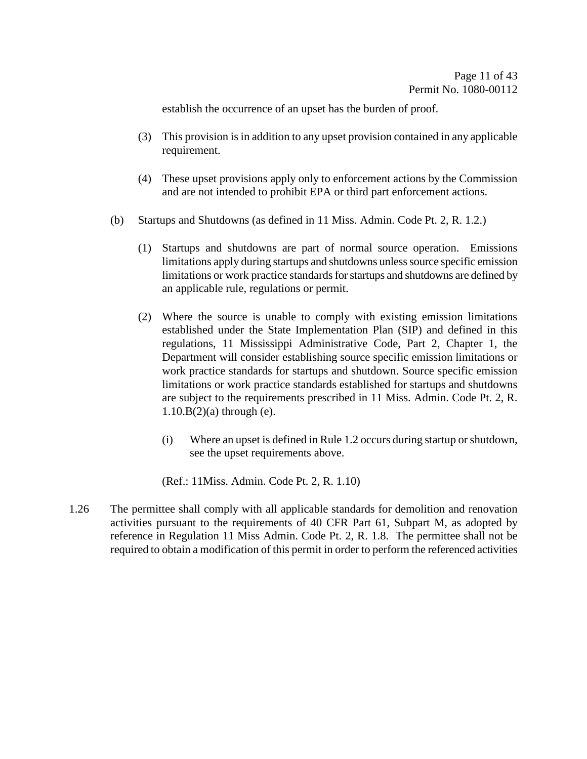establish the occurrence of an upset has the burden of proof.

(3) This provision is in addition to any upset provision contained in any applicable requirement.

(4) These upset provisions apply only to enforcement actions by the Commission and are not intended to prohibit EPA or third part enforcement actions.

(b) Startups and Shutdowns (as defined in 11 Miss. Admin. Code Pt. 2, R. 1.2.)

(1) Startups and shutdowns are part of normal source operation. Emissions limitations apply during startups and shutdowns unless source specific emission limitations or work practice standards for startups and shutdowns are defined by an applicable rule, regulations or permit.

(2) Where the source is unable to comply with existing emission limitations established under the State Implementation Plan (SIP) and defined in this regulations, 11 Mississippi Administrative Code, Part 2, Chapter 1, the Department will consider establishing source specific emission limitations or work practice standards for startups and shutdown. Source specific emission limitations or work practice standards established for startups and shutdowns are subject to the requirements prescribed in 11 Miss. Admin. Code Pt. 2, R. 1.10.B(2)(a) through (e).

(i) Where an upset is defined in Rule 1.2 occurs during startup or shutdown, see the upset requirements above.

(Ref.: 11Miss. Admin. Code Pt. 2, R. 1.10)

1.26 The permittee shall comply with all applicable standards for demolition and renovation activities pursuant to the requirements of 40 CFR Part 61, Subpart M, as adopted by reference in Regulation 11 Miss Admin. Code Pt. 2, R. 1.8. The permittee shall not be required to obtain a modification of this permit in order to perform the referenced activities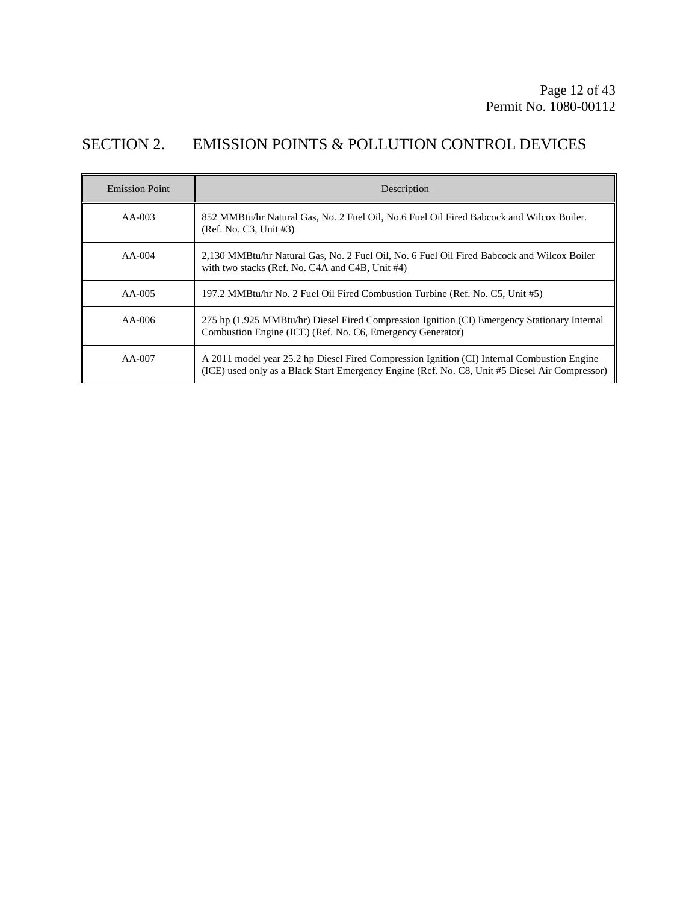# SECTION 2. EMISSION POINTS & POLLUTION CONTROL DEVICES

| Emission Point | Description |
|---|---|
| AA-003 | 852 MMBtu/hr Natural Gas, No. 2 Fuel Oil, No.6 Fuel Oil Fired Babcock and Wilcox Boiler. (Ref. No. C3, Unit #3) |
| AA-004 | 2,130 MMBtu/hr Natural Gas, No. 2 Fuel Oil, No. 6 Fuel Oil Fired Babcock and Wilcox Boiler with two stacks (Ref. No. C4A and C4B, Unit #4) |
| AA-005 | 197.2 MMBtu/hr No. 2 Fuel Oil Fired Combustion Turbine (Ref. No. C5, Unit #5) |
| AA-006 | 275 hp (1.925 MMBtu/hr) Diesel Fired Compression Ignition (CI) Emergency Stationary Internal Combustion Engine (ICE) (Ref. No. C6, Emergency Generator) |
| AA-007 | A 2011 model year 25.2 hp Diesel Fired Compression Ignition (CI) Internal Combustion Engine (ICE) used only as a Black Start Emergency Engine (Ref. No. C8, Unit #5 Diesel Air Compressor) |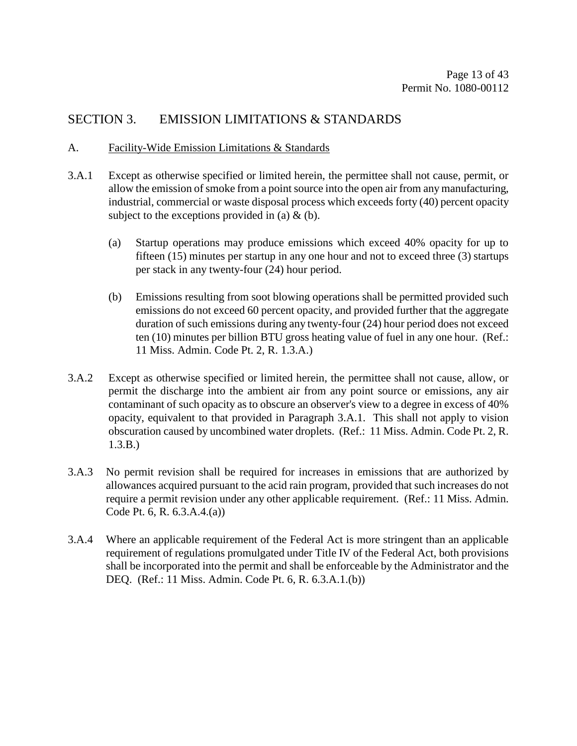## SECTION 3. EMISSION LIMITATIONS & STANDARDS

### A. Facility-Wide Emission Limitations & Standards

3.A.1 Except as otherwise specified or limited herein, the permittee shall not cause, permit, or allow the emission of smoke from a point source into the open air from any manufacturing, industrial, commercial or waste disposal process which exceeds forty (40) percent opacity subject to the exceptions provided in (a) & (b).

(a) Startup operations may produce emissions which exceed 40% opacity for up to fifteen (15) minutes per startup in any one hour and not to exceed three (3) startups per stack in any twenty-four (24) hour period.

(b) Emissions resulting from soot blowing operations shall be permitted provided such emissions do not exceed 60 percent opacity, and provided further that the aggregate duration of such emissions during any twenty-four (24) hour period does not exceed ten (10) minutes per billion BTU gross heating value of fuel in any one hour. (Ref.: 11 Miss. Admin. Code Pt. 2, R. 1.3.A.)

3.A.2 Except as otherwise specified or limited herein, the permittee shall not cause, allow, or permit the discharge into the ambient air from any point source or emissions, any air contaminant of such opacity as to obscure an observer's view to a degree in excess of 40% opacity, equivalent to that provided in Paragraph 3.A.1. This shall not apply to vision obscuration caused by uncombined water droplets. (Ref.: 11 Miss. Admin. Code Pt. 2, R. 1.3.B.)

3.A.3 No permit revision shall be required for increases in emissions that are authorized by allowances acquired pursuant to the acid rain program, provided that such increases do not require a permit revision under any other applicable requirement. (Ref.: 11 Miss. Admin. Code Pt. 6, R. 6.3.A.4.(a))

3.A.4 Where an applicable requirement of the Federal Act is more stringent than an applicable requirement of regulations promulgated under Title IV of the Federal Act, both provisions shall be incorporated into the permit and shall be enforceable by the Administrator and the DEQ. (Ref.: 11 Miss. Admin. Code Pt. 6, R. 6.3.A.1.(b))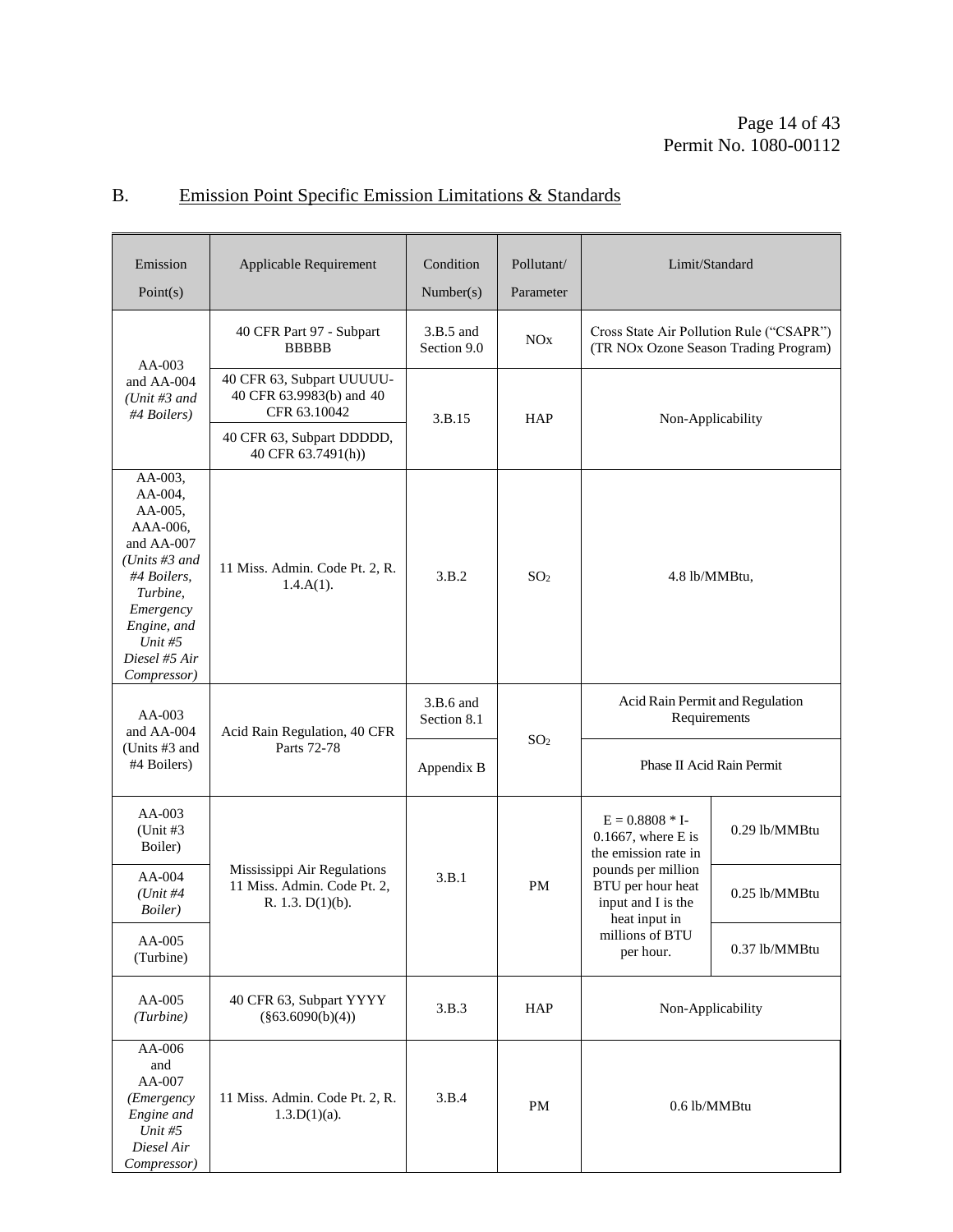## B. Emission Point Specific Emission Limitations & Standards

| Emission Point(s) | Applicable Requirement | Condition Number(s) | Pollutant/ Parameter | Limit/Standard | |
|---|---|---|---|---|---|
| AA-003 and AA-004 *(Unit #3 and #4 Boilers)* | 40 CFR Part 97 - Subpart BBBBB | 3.B.5 and Section 9.0 | NOx | Cross State Air Pollution Rule ("CSAPR") (TR NOx Ozone Season Trading Program) | |
| | 40 CFR 63, Subpart UUUUU- 40 CFR 63.9983(b) and 40 CFR 63.10042 | 3.B.15 | HAP | Non-Applicability | |
| | 40 CFR 63, Subpart DDDDD, 40 CFR 63.7491(h)) | | | | |
| AA-003, AA-004, AA-005, AAA-006, and AA-007 *(Units #3 and #4 Boilers, Turbine, Emergency Engine, and Unit #5 Diesel #5 Air Compressor)* | 11 Miss. Admin. Code Pt. 2, R. 1.4.A(1). | 3.B.2 | $SO_2$ | 4.8 lb/MMBtu, | |
| AA-003 and AA-004 (Units #3 and #4 Boilers) | Acid Rain Regulation, 40 CFR Parts 72-78 | 3.B.6 and Section 8.1 | $SO_2$ | Acid Rain Permit and Regulation Requirements | |
| | | Appendix B | | Phase II Acid Rain Permit | |
| AA-003 (Unit #3 Boiler) | Mississippi Air Regulations 11 Miss. Admin. Code Pt. 2, R. 1.3. D(1)(b). | 3.B.1 | PM | E = 0.8808 * I-0.1667, where E is the emission rate in pounds per million BTU per hour heat input and I is the heat input in millions of BTU per hour. | 0.29 lb/MMBtu |
| AA-004 *(Unit #4 Boiler)* | | | | | 0.25 lb/MMBtu |
| AA-005 (Turbine) | | | | | 0.37 lb/MMBtu |
| AA-005 *(Turbine)* | 40 CFR 63, Subpart YYYY (§63.6090(b)(4)) | 3.B.3 | HAP | Non-Applicability | |
| AA-006 and AA-007 *(Emergency Engine and Unit #5 Diesel Air Compressor)* | 11 Miss. Admin. Code Pt. 2, R. 1.3.D(1)(a). | 3.B.4 | PM | 0.6 lb/MMBtu | |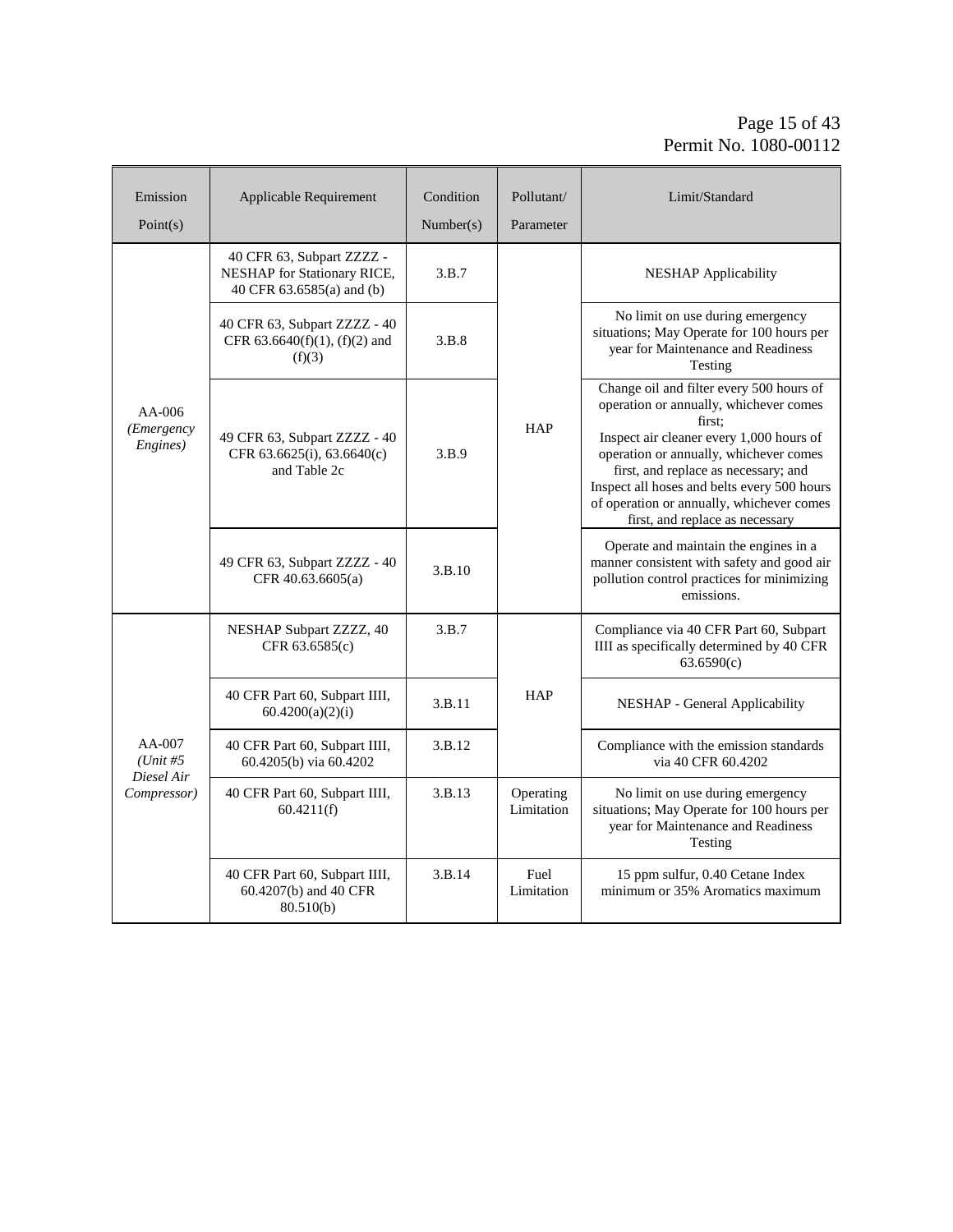| Emission Point(s) | Applicable Requirement | Condition Number(s) | Pollutant/ Parameter | Limit/Standard |
|---|---|---|---|---|
| AA-006 *(Emergency Engines)* | 40 CFR 63, Subpart ZZZZ - NESHAP for Stationary RICE, 40 CFR 63.6585(a) and (b) | 3.B.7 | HAP | NESHAP Applicability |
| | 40 CFR 63, Subpart ZZZZ - 40 CFR 63.6640(f)(1), (f)(2) and (f)(3) | 3.B.8 | | No limit on use during emergency situations; May Operate for 100 hours per year for Maintenance and Readiness Testing |
| | 49 CFR 63, Subpart ZZZZ - 40 CFR 63.6625(i), 63.6640(c) and Table 2c | 3.B.9 | | Change oil and filter every 500 hours of operation or annually, whichever comes first; Inspect air cleaner every 1,000 hours of operation or annually, whichever comes first, and replace as necessary; and Inspect all hoses and belts every 500 hours of operation or annually, whichever comes first, and replace as necessary |
| | 49 CFR 63, Subpart ZZZZ - 40 CFR 40.63.6605(a) | 3.B.10 | | Operate and maintain the engines in a manner consistent with safety and good air pollution control practices for minimizing emissions. |
| AA-007 *(Unit #5 Diesel Air Compressor)* | NESHAP Subpart ZZZZ, 40 CFR 63.6585(c) | 3.B.7 | HAP | Compliance via 40 CFR Part 60, Subpart IIII as specifically determined by 40 CFR 63.6590(c) |
| | 40 CFR Part 60, Subpart IIII, 60.4200(a)(2)(i) | 3.B.11 | | NESHAP - General Applicability |
| | 40 CFR Part 60, Subpart IIII, 60.4205(b) via 60.4202 | 3.B.12 | | Compliance with the emission standards via 40 CFR 60.4202 |
| | 40 CFR Part 60, Subpart IIII, 60.4211(f) | 3.B.13 | Operating Limitation | No limit on use during emergency situations; May Operate for 100 hours per year for Maintenance and Readiness Testing |
| | 40 CFR Part 60, Subpart IIII, 60.4207(b) and 40 CFR 80.510(b) | 3.B.14 | Fuel Limitation | 15 ppm sulfur, 0.40 Cetane Index minimum or 35% Aromatics maximum |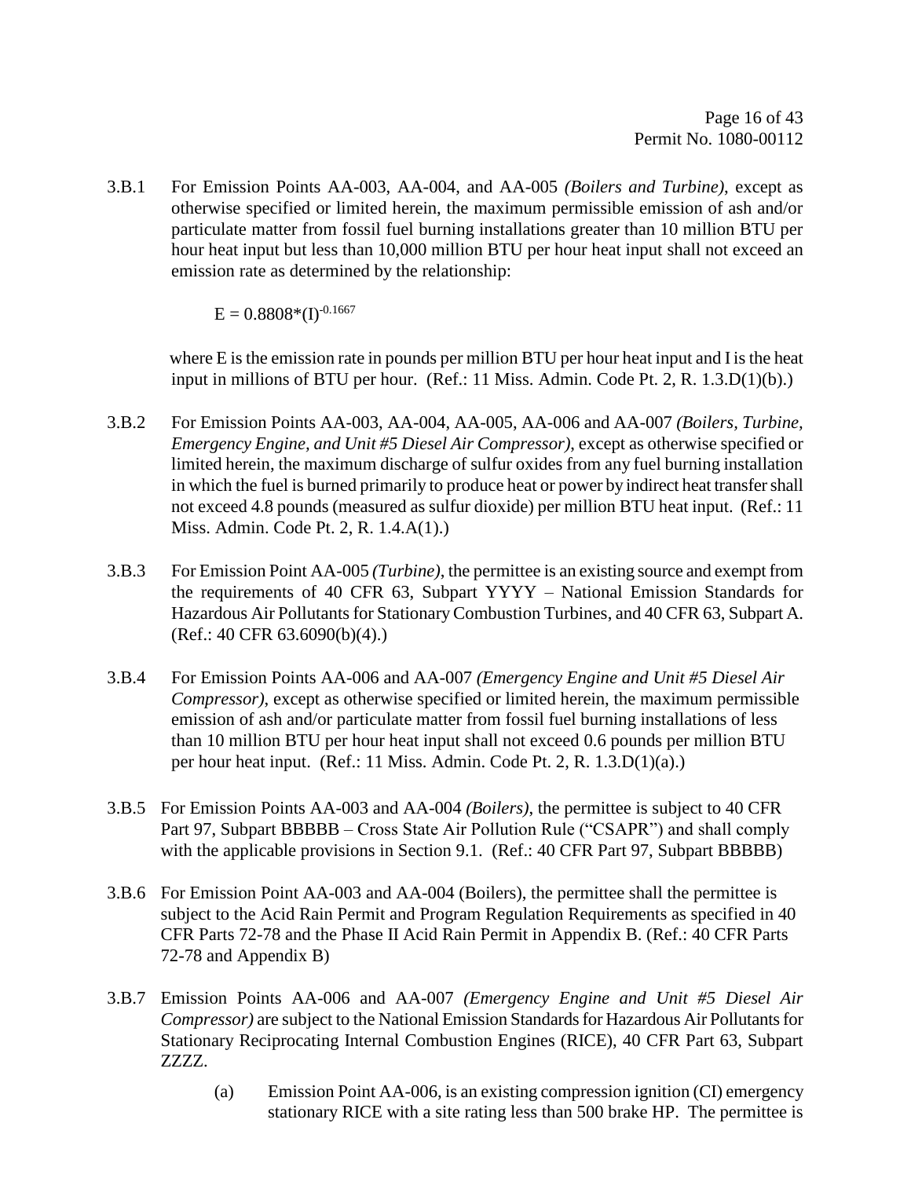3.B.1 For Emission Points AA-003, AA-004, and AA-005 *(Boilers and Turbine)*, except as otherwise specified or limited herein, the maximum permissible emission of ash and/or particulate matter from fossil fuel burning installations greater than 10 million BTU per hour heat input but less than 10,000 million BTU per hour heat input shall not exceed an emission rate as determined by the relationship:

$$E = 0.8808*(I)^{-0.1667}$$

where E is the emission rate in pounds per million BTU per hour heat input and I is the heat input in millions of BTU per hour. (Ref.: 11 Miss. Admin. Code Pt. 2, R. 1.3.D(1)(b).)

3.B.2 For Emission Points AA-003, AA-004, AA-005, AA-006 and AA-007 *(Boilers, Turbine, Emergency Engine, and Unit #5 Diesel Air Compressor)*, except as otherwise specified or limited herein, the maximum discharge of sulfur oxides from any fuel burning installation in which the fuel is burned primarily to produce heat or power by indirect heat transfer shall not exceed 4.8 pounds (measured as sulfur dioxide) per million BTU heat input. (Ref.: 11 Miss. Admin. Code Pt. 2, R. 1.4.A(1).)

3.B.3 For Emission Point AA-005 *(Turbine)*, the permittee is an existing source and exempt from the requirements of 40 CFR 63, Subpart YYYY – National Emission Standards for Hazardous Air Pollutants for Stationary Combustion Turbines, and 40 CFR 63, Subpart A. (Ref.: 40 CFR 63.6090(b)(4).)

3.B.4 For Emission Points AA-006 and AA-007 *(Emergency Engine and Unit #5 Diesel Air Compressor)*, except as otherwise specified or limited herein, the maximum permissible emission of ash and/or particulate matter from fossil fuel burning installations of less than 10 million BTU per hour heat input shall not exceed 0.6 pounds per million BTU per hour heat input. (Ref.: 11 Miss. Admin. Code Pt. 2, R. 1.3.D(1)(a).)

3.B.5 For Emission Points AA-003 and AA-004 *(Boilers)*, the permittee is subject to 40 CFR Part 97, Subpart BBBBB – Cross State Air Pollution Rule ("CSAPR") and shall comply with the applicable provisions in Section 9.1. (Ref.: 40 CFR Part 97, Subpart BBBBB)

3.B.6 For Emission Point AA-003 and AA-004 (Boilers), the permittee shall the permittee is subject to the Acid Rain Permit and Program Regulation Requirements as specified in 40 CFR Parts 72-78 and the Phase II Acid Rain Permit in Appendix B. (Ref.: 40 CFR Parts 72-78 and Appendix B)

3.B.7 Emission Points AA-006 and AA-007 *(Emergency Engine and Unit #5 Diesel Air Compressor)* are subject to the National Emission Standards for Hazardous Air Pollutants for Stationary Reciprocating Internal Combustion Engines (RICE), 40 CFR Part 63, Subpart ZZZZ.

(a) Emission Point AA-006, is an existing compression ignition (CI) emergency stationary RICE with a site rating less than 500 brake HP. The permittee is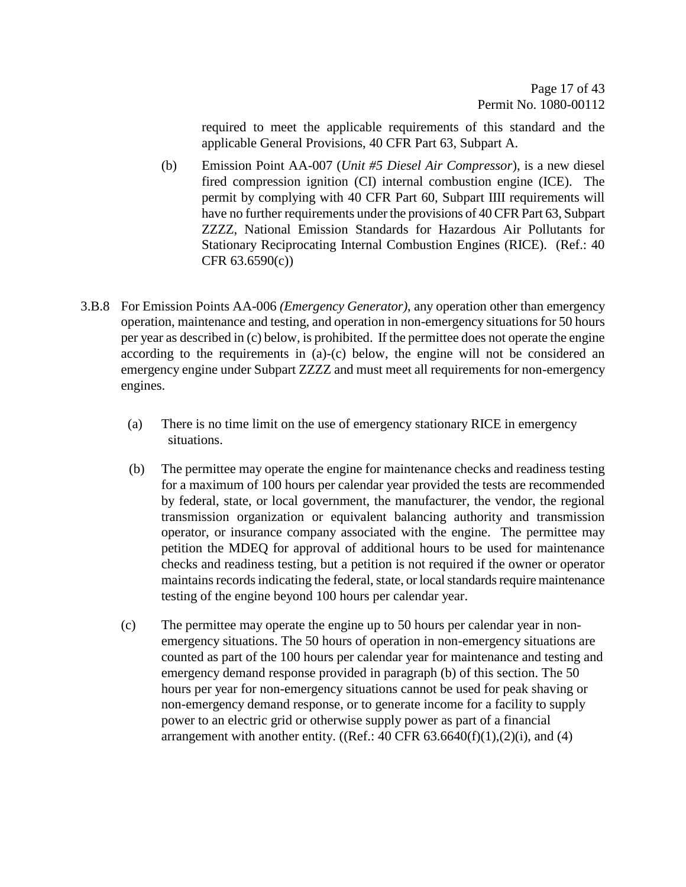required to meet the applicable requirements of this standard and the applicable General Provisions, 40 CFR Part 63, Subpart A.

(b) Emission Point AA-007 (*Unit #5 Diesel Air Compressor*), is a new diesel fired compression ignition (CI) internal combustion engine (ICE). The permit by complying with 40 CFR Part 60, Subpart IIII requirements will have no further requirements under the provisions of 40 CFR Part 63, Subpart ZZZZ, National Emission Standards for Hazardous Air Pollutants for Stationary Reciprocating Internal Combustion Engines (RICE). (Ref.: 40 CFR 63.6590(c))

3.B.8 For Emission Points AA-006 *(Emergency Generator)*, any operation other than emergency operation, maintenance and testing, and operation in non-emergency situations for 50 hours per year as described in (c) below, is prohibited. If the permittee does not operate the engine according to the requirements in (a)-(c) below, the engine will not be considered an emergency engine under Subpart ZZZZ and must meet all requirements for non-emergency engines.

(a) There is no time limit on the use of emergency stationary RICE in emergency situations.

(b) The permittee may operate the engine for maintenance checks and readiness testing for a maximum of 100 hours per calendar year provided the tests are recommended by federal, state, or local government, the manufacturer, the vendor, the regional transmission organization or equivalent balancing authority and transmission operator, or insurance company associated with the engine. The permittee may petition the MDEQ for approval of additional hours to be used for maintenance checks and readiness testing, but a petition is not required if the owner or operator maintains records indicating the federal, state, or local standards require maintenance testing of the engine beyond 100 hours per calendar year.

(c) The permittee may operate the engine up to 50 hours per calendar year in non-emergency situations. The 50 hours of operation in non-emergency situations are counted as part of the 100 hours per calendar year for maintenance and testing and emergency demand response provided in paragraph (b) of this section. The 50 hours per year for non-emergency situations cannot be used for peak shaving or non-emergency demand response, or to generate income for a facility to supply power to an electric grid or otherwise supply power as part of a financial arrangement with another entity. ((Ref.: 40 CFR 63.6640(f)(1),(2)(i), and (4)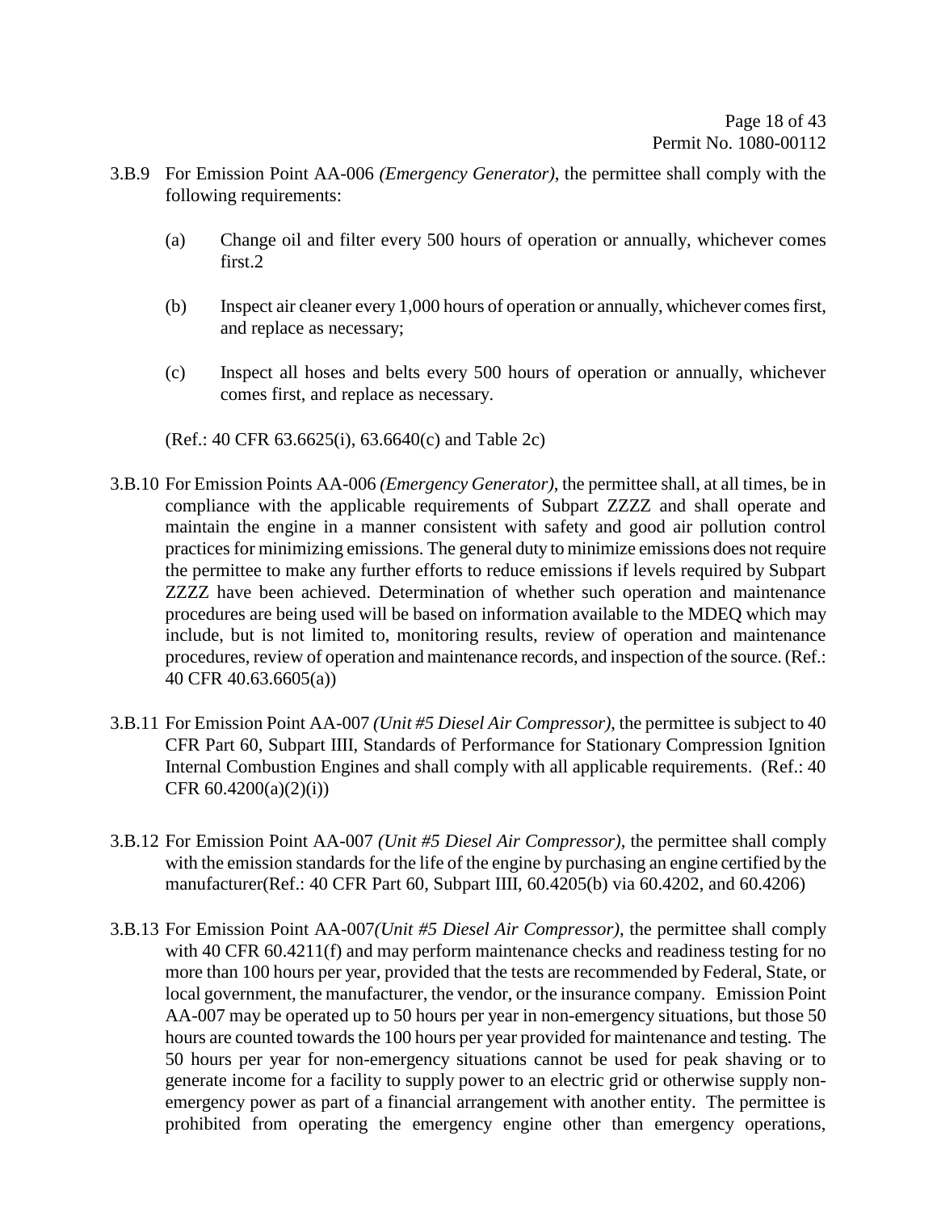3.B.9 For Emission Point AA-006 *(Emergency Generator)*, the permittee shall comply with the following requirements:

(a) Change oil and filter every 500 hours of operation or annually, whichever comes first.2

(b) Inspect air cleaner every 1,000 hours of operation or annually, whichever comes first, and replace as necessary;

(c) Inspect all hoses and belts every 500 hours of operation or annually, whichever comes first, and replace as necessary.

(Ref.: 40 CFR 63.6625(i), 63.6640(c) and Table 2c)

3.B.10 For Emission Points AA-006 *(Emergency Generator)*, the permittee shall, at all times, be in compliance with the applicable requirements of Subpart ZZZZ and shall operate and maintain the engine in a manner consistent with safety and good air pollution control practices for minimizing emissions. The general duty to minimize emissions does not require the permittee to make any further efforts to reduce emissions if levels required by Subpart ZZZZ have been achieved. Determination of whether such operation and maintenance procedures are being used will be based on information available to the MDEQ which may include, but is not limited to, monitoring results, review of operation and maintenance procedures, review of operation and maintenance records, and inspection of the source. (Ref.: 40 CFR 40.63.6605(a))

3.B.11 For Emission Point AA-007 *(Unit #5 Diesel Air Compressor)*, the permittee is subject to 40 CFR Part 60, Subpart IIII, Standards of Performance for Stationary Compression Ignition Internal Combustion Engines and shall comply with all applicable requirements. (Ref.: 40 CFR 60.4200(a)(2)(i))

3.B.12 For Emission Point AA-007 *(Unit #5 Diesel Air Compressor)*, the permittee shall comply with the emission standards for the life of the engine by purchasing an engine certified by the manufacturer(Ref.: 40 CFR Part 60, Subpart IIII, 60.4205(b) via 60.4202, and 60.4206)

3.B.13 For Emission Point AA-007*(Unit #5 Diesel Air Compressor)*, the permittee shall comply with 40 CFR 60.4211(f) and may perform maintenance checks and readiness testing for no more than 100 hours per year, provided that the tests are recommended by Federal, State, or local government, the manufacturer, the vendor, or the insurance company. Emission Point AA-007 may be operated up to 50 hours per year in non-emergency situations, but those 50 hours are counted towards the 100 hours per year provided for maintenance and testing. The 50 hours per year for non-emergency situations cannot be used for peak shaving or to generate income for a facility to supply power to an electric grid or otherwise supply non-emergency power as part of a financial arrangement with another entity. The permittee is prohibited from operating the emergency engine other than emergency operations,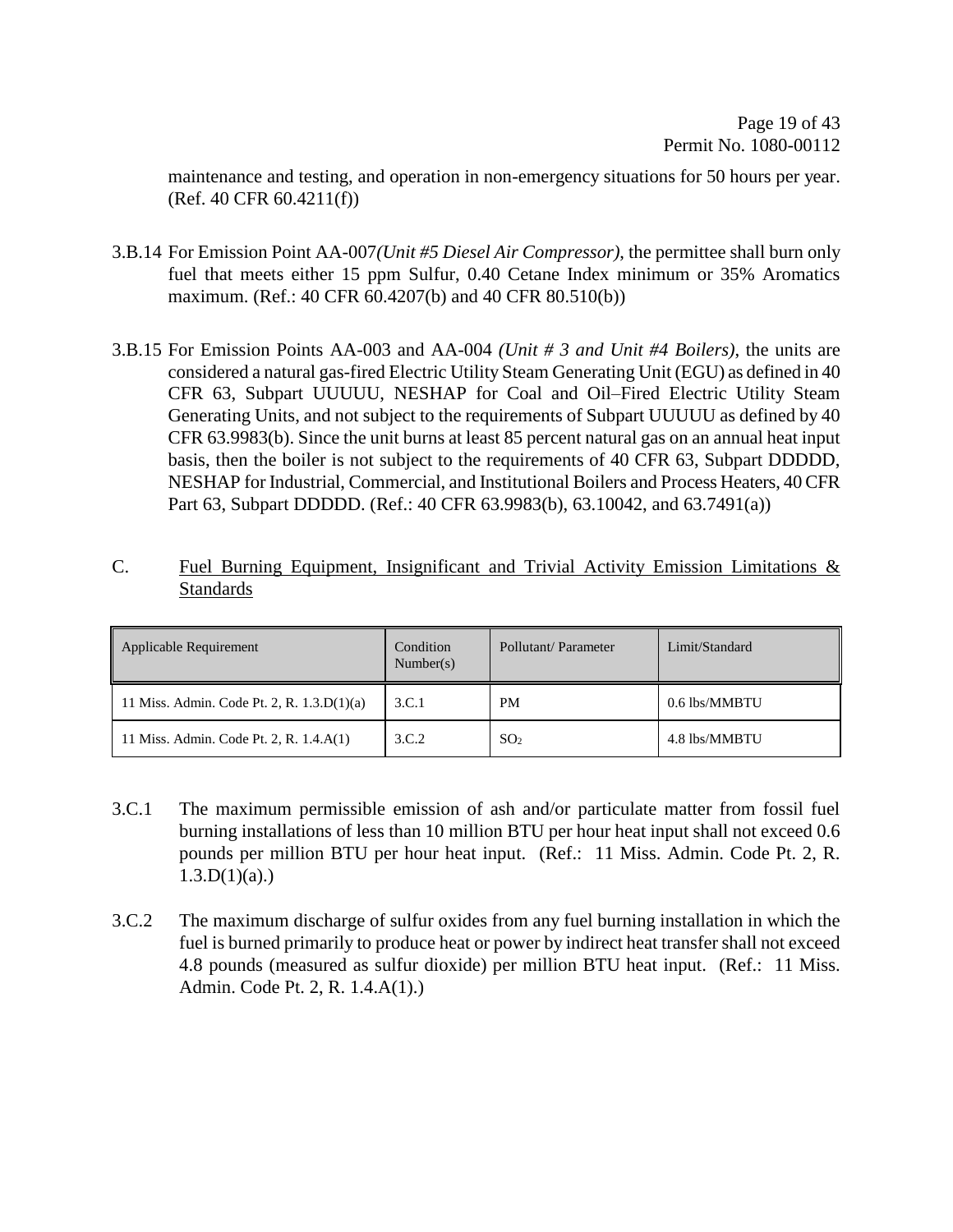maintenance and testing, and operation in non-emergency situations for 50 hours per year. (Ref. 40 CFR 60.4211(f))

3.B.14 For Emission Point AA-007 *(Unit #5 Diesel Air Compressor)*, the permittee shall burn only fuel that meets either 15 ppm Sulfur, 0.40 Cetane Index minimum or 35% Aromatics maximum. (Ref.: 40 CFR 60.4207(b) and 40 CFR 80.510(b))

3.B.15 For Emission Points AA-003 and AA-004 *(Unit # 3 and Unit #4 Boilers)*, the units are considered a natural gas-fired Electric Utility Steam Generating Unit (EGU) as defined in 40 CFR 63, Subpart UUUUU, NESHAP for Coal and Oil–Fired Electric Utility Steam Generating Units, and not subject to the requirements of Subpart UUUUU as defined by 40 CFR 63.9983(b). Since the unit burns at least 85 percent natural gas on an annual heat input basis, then the boiler is not subject to the requirements of 40 CFR 63, Subpart DDDDD, NESHAP for Industrial, Commercial, and Institutional Boilers and Process Heaters, 40 CFR Part 63, Subpart DDDDD. (Ref.: 40 CFR 63.9983(b), 63.10042, and 63.7491(a))

## C. Fuel Burning Equipment, Insignificant and Trivial Activity Emission Limitations & Standards

| Applicable Requirement | Condition Number(s) | Pollutant/ Parameter | Limit/Standard |
|---|---|---|---|
| 11 Miss. Admin. Code Pt. 2, R. 1.3.D(1)(a) | 3.C.1 | PM | 0.6 lbs/MMBTU |
| 11 Miss. Admin. Code Pt. 2, R. 1.4.A(1) | 3.C.2 | $SO_2$ | 4.8 lbs/MMBTU |

3.C.1 The maximum permissible emission of ash and/or particulate matter from fossil fuel burning installations of less than 10 million BTU per hour heat input shall not exceed 0.6 pounds per million BTU per hour heat input. (Ref.: 11 Miss. Admin. Code Pt. 2, R. 1.3.D(1)(a).)

3.C.2 The maximum discharge of sulfur oxides from any fuel burning installation in which the fuel is burned primarily to produce heat or power by indirect heat transfer shall not exceed 4.8 pounds (measured as sulfur dioxide) per million BTU heat input. (Ref.: 11 Miss. Admin. Code Pt. 2, R. 1.4.A(1).)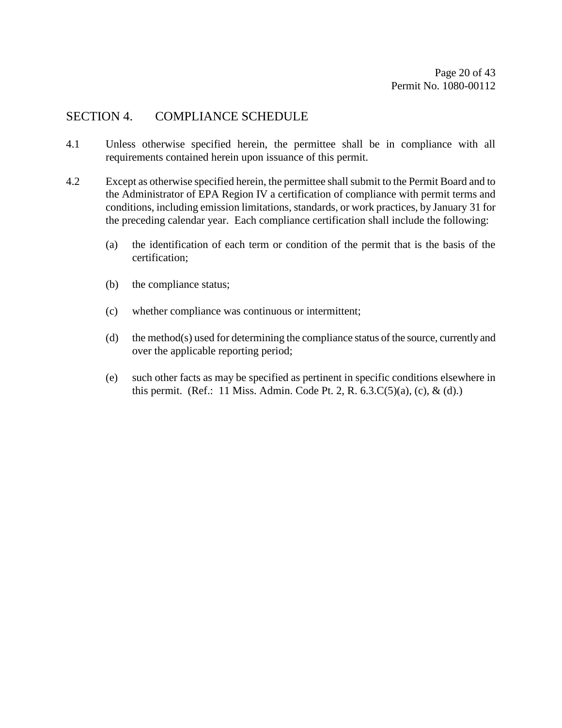## SECTION 4. COMPLIANCE SCHEDULE

4.1 Unless otherwise specified herein, the permittee shall be in compliance with all requirements contained herein upon issuance of this permit.

4.2 Except as otherwise specified herein, the permittee shall submit to the Permit Board and to the Administrator of EPA Region IV a certification of compliance with permit terms and conditions, including emission limitations, standards, or work practices, by January 31 for the preceding calendar year. Each compliance certification shall include the following:

(a) the identification of each term or condition of the permit that is the basis of the certification;

(b) the compliance status;

(c) whether compliance was continuous or intermittent;

(d) the method(s) used for determining the compliance status of the source, currently and over the applicable reporting period;

(e) such other facts as may be specified as pertinent in specific conditions elsewhere in this permit. (Ref.: 11 Miss. Admin. Code Pt. 2, R. 6.3.C(5)(a), (c), & (d).)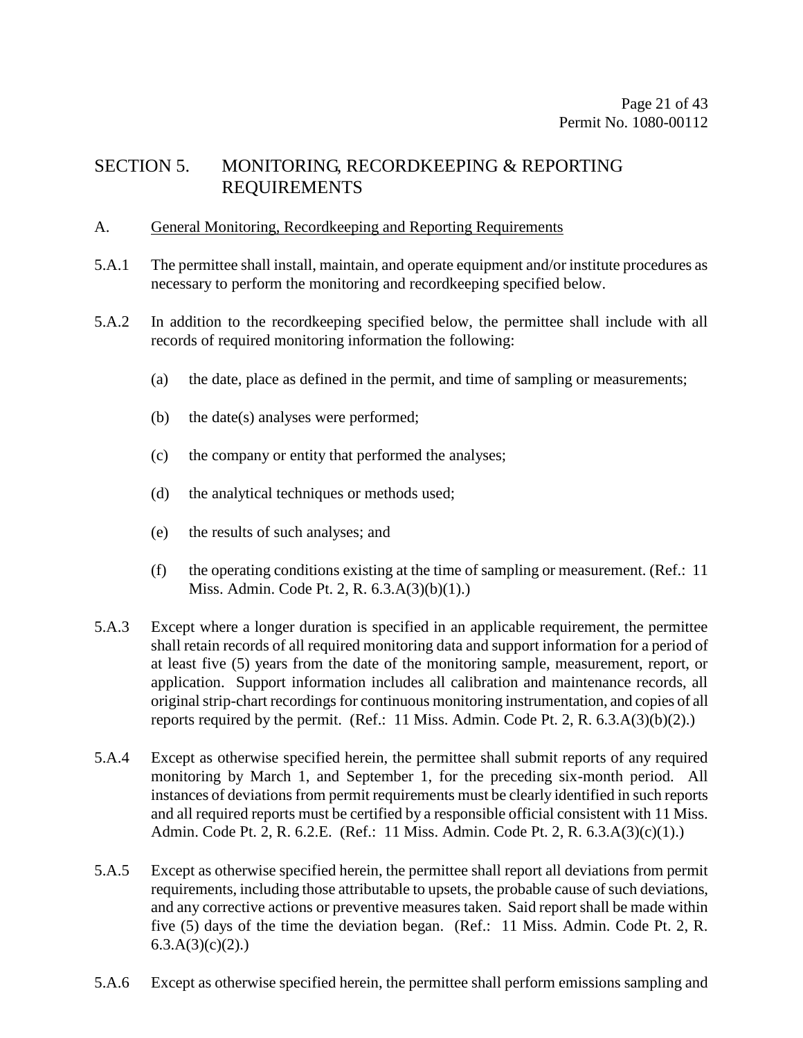## SECTION 5. MONITORING, RECORDKEEPING & REPORTING REQUIREMENTS

A. <u>General Monitoring, Recordkeeping and Reporting Requirements</u>

5.A.1 The permittee shall install, maintain, and operate equipment and/or institute procedures as necessary to perform the monitoring and recordkeeping specified below.

5.A.2 In addition to the recordkeeping specified below, the permittee shall include with all records of required monitoring information the following:

(a) the date, place as defined in the permit, and time of sampling or measurements;

(b) the date(s) analyses were performed;

(c) the company or entity that performed the analyses;

(d) the analytical techniques or methods used;

(e) the results of such analyses; and

(f) the operating conditions existing at the time of sampling or measurement. (Ref.: 11 Miss. Admin. Code Pt. 2, R. 6.3.A(3)(b)(1).)

5.A.3 Except where a longer duration is specified in an applicable requirement, the permittee shall retain records of all required monitoring data and support information for a period of at least five (5) years from the date of the monitoring sample, measurement, report, or application. Support information includes all calibration and maintenance records, all original strip-chart recordings for continuous monitoring instrumentation, and copies of all reports required by the permit. (Ref.: 11 Miss. Admin. Code Pt. 2, R. 6.3.A(3)(b)(2).)

5.A.4 Except as otherwise specified herein, the permittee shall submit reports of any required monitoring by March 1, and September 1, for the preceding six-month period. All instances of deviations from permit requirements must be clearly identified in such reports and all required reports must be certified by a responsible official consistent with 11 Miss. Admin. Code Pt. 2, R. 6.2.E. (Ref.: 11 Miss. Admin. Code Pt. 2, R. 6.3.A(3)(c)(1).)

5.A.5 Except as otherwise specified herein, the permittee shall report all deviations from permit requirements, including those attributable to upsets, the probable cause of such deviations, and any corrective actions or preventive measures taken. Said report shall be made within five (5) days of the time the deviation began. (Ref.: 11 Miss. Admin. Code Pt. 2, R. 6.3.A(3)(c)(2).)

5.A.6 Except as otherwise specified herein, the permittee shall perform emissions sampling and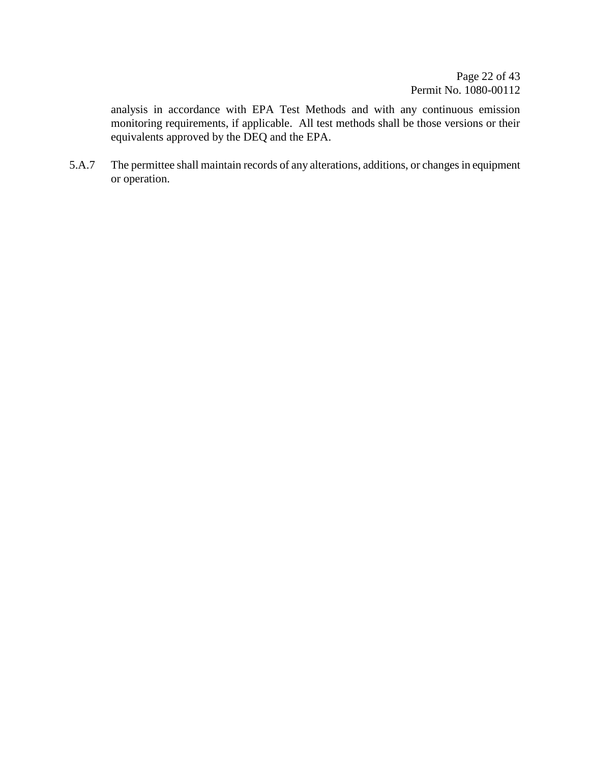analysis in accordance with EPA Test Methods and with any continuous emission monitoring requirements, if applicable. All test methods shall be those versions or their equivalents approved by the DEQ and the EPA.

5.A.7 The permittee shall maintain records of any alterations, additions, or changes in equipment or operation.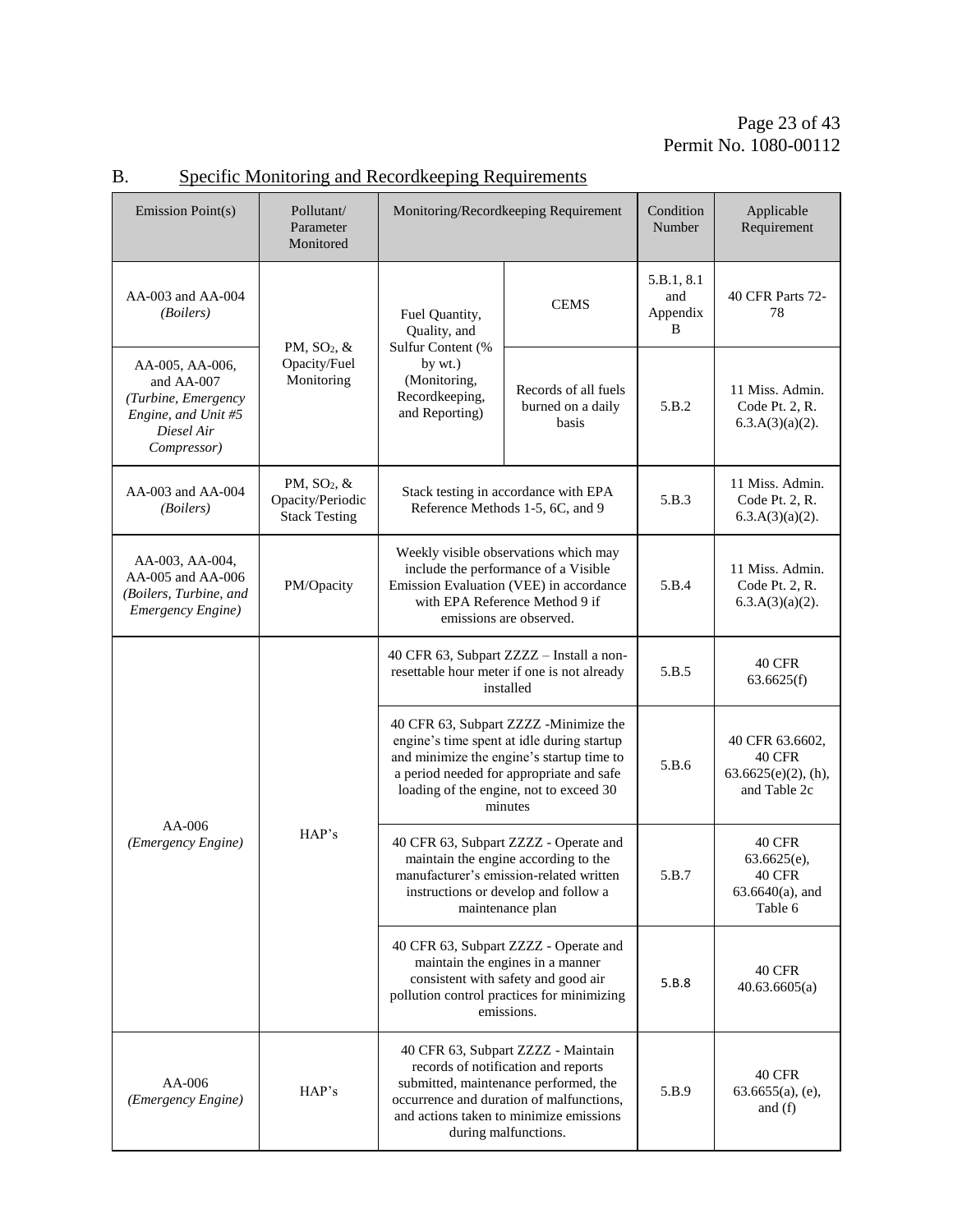## B. Specific Monitoring and Recordkeeping Requirements

| Emission Point(s) | Pollutant/ Parameter Monitored | Monitoring/Recordkeeping Requirement | | Condition Number | Applicable Requirement |
|---|---|---|---|---|---|
| AA-003 and AA-004 *(Boilers)* | PM, $SO_2$, & Opacity/Fuel Monitoring | Fuel Quantity, Quality, and Sulfur Content (% by wt.) (Monitoring, Recordkeeping, and Reporting) | CEMS | 5.B.1, 8.1 and Appendix B | 40 CFR Parts 72-78 |
| AA-005, AA-006, and AA-007 *(Turbine, Emergency Engine, and Unit #5 Diesel Air Compressor)* | | | Records of all fuels burned on a daily basis | 5.B.2 | 11 Miss. Admin. Code Pt. 2, R. 6.3.A(3)(a)(2). |
| AA-003 and AA-004 *(Boilers)* | PM, $SO_2$, & Opacity/Periodic Stack Testing | Stack testing in accordance with EPA Reference Methods 1-5, 6C, and 9 | | 5.B.3 | 11 Miss. Admin. Code Pt. 2, R. 6.3.A(3)(a)(2). |
| AA-003, AA-004, AA-005 and AA-006 *(Boilers, Turbine, and Emergency Engine)* | PM/Opacity | Weekly visible observations which may include the performance of a Visible Emission Evaluation (VEE) in accordance with EPA Reference Method 9 if emissions are observed. | | 5.B.4 | 11 Miss. Admin. Code Pt. 2, R. 6.3.A(3)(a)(2). |
| AA-006 *(Emergency Engine)* | HAP's | 40 CFR 63, Subpart ZZZZ – Install a non-resettable hour meter if one is not already installed | | 5.B.5 | 40 CFR 63.6625(f) |
| | | 40 CFR 63, Subpart ZZZZ -Minimize the engine's time spent at idle during startup and minimize the engine's startup time to a period needed for appropriate and safe loading of the engine, not to exceed 30 minutes | | 5.B.6 | 40 CFR 63.6602, 40 CFR 63.6625(e)(2), (h), and Table 2c |
| | | 40 CFR 63, Subpart ZZZZ - Operate and maintain the engine according to the manufacturer's emission-related written instructions or develop and follow a maintenance plan | | 5.B.7 | 40 CFR 63.6625(e), 40 CFR 63.6640(a), and Table 6 |
| | | 40 CFR 63, Subpart ZZZZ - Operate and maintain the engines in a manner consistent with safety and good air pollution control practices for minimizing emissions. | | 5.B.8 | 40 CFR 40.63.6605(a) |
| AA-006 *(Emergency Engine)* | HAP's | 40 CFR 63, Subpart ZZZZ - Maintain records of notification and reports submitted, maintenance performed, the occurrence and duration of malfunctions, and actions taken to minimize emissions during malfunctions. | | 5.B.9 | 40 CFR 63.6655(a), (e), and (f) |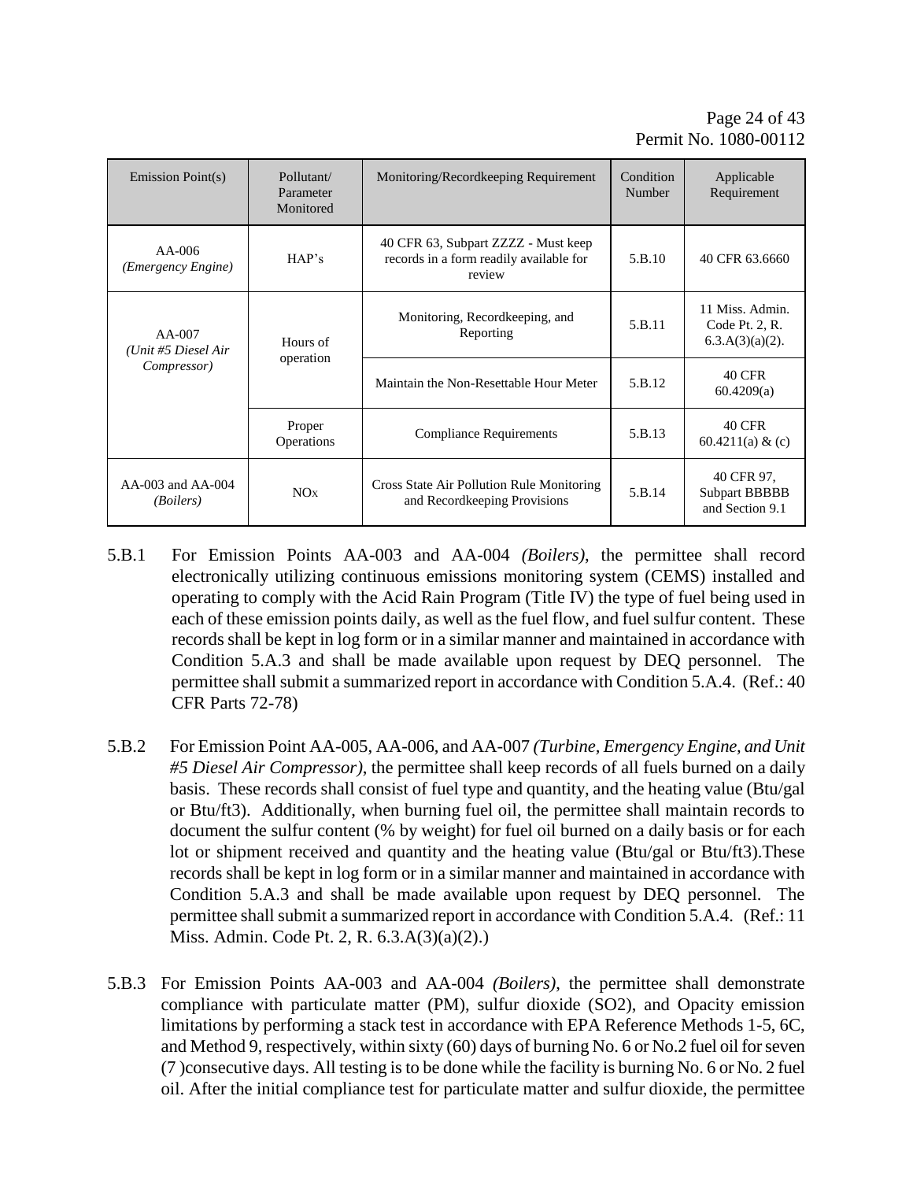| Emission Point(s) | Pollutant/ Parameter Monitored | Monitoring/Recordkeeping Requirement | Condition Number | Applicable Requirement |
|---|---|---|---|---|
| AA-006 *(Emergency Engine)* | HAP's | 40 CFR 63, Subpart ZZZZ - Must keep records in a form readily available for review | 5.B.10 | 40 CFR 63.6660 |
| AA-007 *(Unit #5 Diesel Air Compressor)* | Hours of operation | Monitoring, Recordkeeping, and Reporting | 5.B.11 | 11 Miss. Admin. Code Pt. 2, R. 6.3.A(3)(a)(2). |
| | | Maintain the Non-Resettable Hour Meter | 5.B.12 | 40 CFR 60.4209(a) |
| | Proper Operations | Compliance Requirements | 5.B.13 | 40 CFR 60.4211(a) & (c) |
| AA-003 and AA-004 *(Boilers)* | $NO_x$ | Cross State Air Pollution Rule Monitoring and Recordkeeping Provisions | 5.B.14 | 40 CFR 97, Subpart BBBBB and Section 9.1 |

5.B.1 For Emission Points AA-003 and AA-004 *(Boilers)*, the permittee shall record electronically utilizing continuous emissions monitoring system (CEMS) installed and operating to comply with the Acid Rain Program (Title IV) the type of fuel being used in each of these emission points daily, as well as the fuel flow, and fuel sulfur content. These records shall be kept in log form or in a similar manner and maintained in accordance with Condition 5.A.3 and shall be made available upon request by DEQ personnel. The permittee shall submit a summarized report in accordance with Condition 5.A.4. (Ref.: 40 CFR Parts 72-78)

5.B.2 For Emission Point AA-005, AA-006, and AA-007 *(Turbine, Emergency Engine, and Unit #5 Diesel Air Compressor)*, the permittee shall keep records of all fuels burned on a daily basis. These records shall consist of fuel type and quantity, and the heating value (Btu/gal or Btu/ft3). Additionally, when burning fuel oil, the permittee shall maintain records to document the sulfur content (% by weight) for fuel oil burned on a daily basis or for each lot or shipment received and quantity and the heating value (Btu/gal or Btu/ft3).These records shall be kept in log form or in a similar manner and maintained in accordance with Condition 5.A.3 and shall be made available upon request by DEQ personnel. The permittee shall submit a summarized report in accordance with Condition 5.A.4. (Ref.: 11 Miss. Admin. Code Pt. 2, R. 6.3.A(3)(a)(2).)

5.B.3 For Emission Points AA-003 and AA-004 *(Boilers)*, the permittee shall demonstrate compliance with particulate matter (PM), sulfur dioxide ($SO_2$), and Opacity emission limitations by performing a stack test in accordance with EPA Reference Methods 1-5, 6C, and Method 9, respectively, within sixty (60) days of burning No. 6 or No.2 fuel oil for seven (7 )consecutive days. All testing is to be done while the facility is burning No. 6 or No. 2 fuel oil. After the initial compliance test for particulate matter and sulfur dioxide, the permittee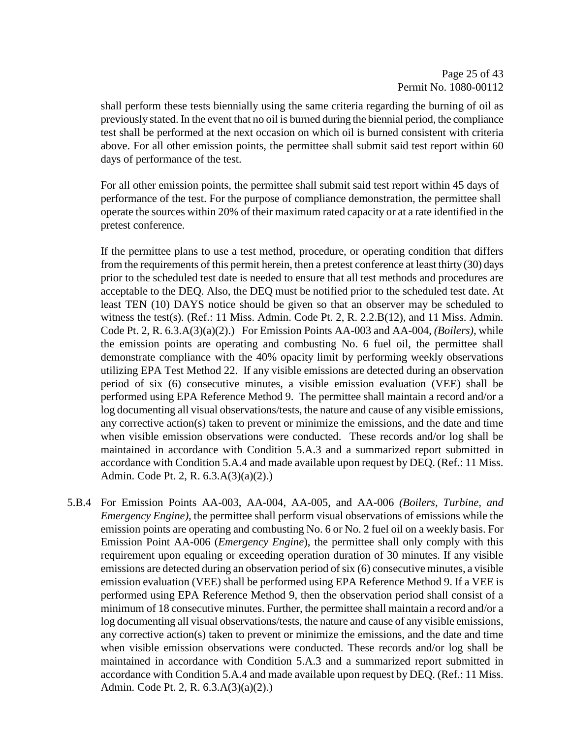shall perform these tests biennially using the same criteria regarding the burning of oil as previously stated. In the event that no oil is burned during the biennial period, the compliance test shall be performed at the next occasion on which oil is burned consistent with criteria above. For all other emission points, the permittee shall submit said test report within 60 days of performance of the test.

For all other emission points, the permittee shall submit said test report within 45 days of performance of the test. For the purpose of compliance demonstration, the permittee shall operate the sources within 20% of their maximum rated capacity or at a rate identified in the pretest conference.

If the permittee plans to use a test method, procedure, or operating condition that differs from the requirements of this permit herein, then a pretest conference at least thirty (30) days prior to the scheduled test date is needed to ensure that all test methods and procedures are acceptable to the DEQ. Also, the DEQ must be notified prior to the scheduled test date. At least TEN (10) DAYS notice should be given so that an observer may be scheduled to witness the test(s). (Ref.: 11 Miss. Admin. Code Pt. 2, R. 2.2.B(12), and 11 Miss. Admin. Code Pt. 2, R. 6.3.A(3)(a)(2).) For Emission Points AA-003 and AA-004, *(Boilers)*, while the emission points are operating and combusting No. 6 fuel oil, the permittee shall demonstrate compliance with the 40% opacity limit by performing weekly observations utilizing EPA Test Method 22. If any visible emissions are detected during an observation period of six (6) consecutive minutes, a visible emission evaluation (VEE) shall be performed using EPA Reference Method 9. The permittee shall maintain a record and/or a log documenting all visual observations/tests, the nature and cause of any visible emissions, any corrective action(s) taken to prevent or minimize the emissions, and the date and time when visible emission observations were conducted. These records and/or log shall be maintained in accordance with Condition 5.A.3 and a summarized report submitted in accordance with Condition 5.A.4 and made available upon request by DEQ. (Ref.: 11 Miss. Admin. Code Pt. 2, R. 6.3.A(3)(a)(2).)

5.B.4 For Emission Points AA-003, AA-004, AA-005, and AA-006 *(Boilers, Turbine, and Emergency Engine)*, the permittee shall perform visual observations of emissions while the emission points are operating and combusting No. 6 or No. 2 fuel oil on a weekly basis. For Emission Point AA-006 (*Emergency Engine*), the permittee shall only comply with this requirement upon equaling or exceeding operation duration of 30 minutes. If any visible emissions are detected during an observation period of six (6) consecutive minutes, a visible emission evaluation (VEE) shall be performed using EPA Reference Method 9. If a VEE is performed using EPA Reference Method 9, then the observation period shall consist of a minimum of 18 consecutive minutes. Further, the permittee shall maintain a record and/or a log documenting all visual observations/tests, the nature and cause of any visible emissions, any corrective action(s) taken to prevent or minimize the emissions, and the date and time when visible emission observations were conducted. These records and/or log shall be maintained in accordance with Condition 5.A.3 and a summarized report submitted in accordance with Condition 5.A.4 and made available upon request by DEQ. (Ref.: 11 Miss. Admin. Code Pt. 2, R. 6.3.A(3)(a)(2).)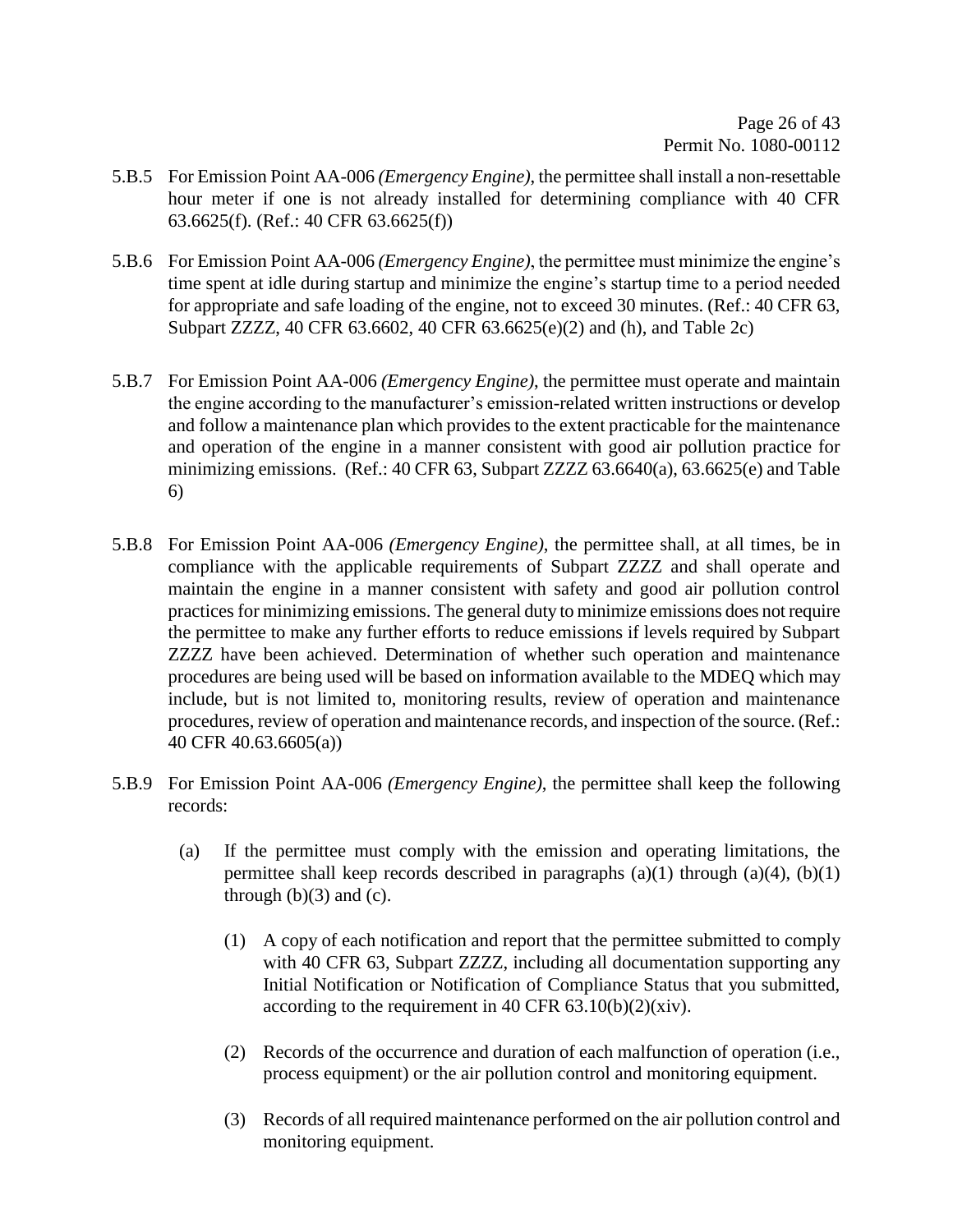5.B.5 For Emission Point AA-006 *(Emergency Engine)*, the permittee shall install a non-resettable hour meter if one is not already installed for determining compliance with 40 CFR 63.6625(f). (Ref.: 40 CFR 63.6625(f))

5.B.6 For Emission Point AA-006 *(Emergency Engine)*, the permittee must minimize the engine's time spent at idle during startup and minimize the engine's startup time to a period needed for appropriate and safe loading of the engine, not to exceed 30 minutes. (Ref.: 40 CFR 63, Subpart ZZZZ, 40 CFR 63.6602, 40 CFR 63.6625(e)(2) and (h), and Table 2c)

5.B.7 For Emission Point AA-006 *(Emergency Engine)*, the permittee must operate and maintain the engine according to the manufacturer's emission-related written instructions or develop and follow a maintenance plan which provides to the extent practicable for the maintenance and operation of the engine in a manner consistent with good air pollution practice for minimizing emissions. (Ref.: 40 CFR 63, Subpart ZZZZ 63.6640(a), 63.6625(e) and Table 6)

5.B.8 For Emission Point AA-006 *(Emergency Engine)*, the permittee shall, at all times, be in compliance with the applicable requirements of Subpart ZZZZ and shall operate and maintain the engine in a manner consistent with safety and good air pollution control practices for minimizing emissions. The general duty to minimize emissions does not require the permittee to make any further efforts to reduce emissions if levels required by Subpart ZZZZ have been achieved. Determination of whether such operation and maintenance procedures are being used will be based on information available to the MDEQ which may include, but is not limited to, monitoring results, review of operation and maintenance procedures, review of operation and maintenance records, and inspection of the source. (Ref.: 40 CFR 40.63.6605(a))

5.B.9 For Emission Point AA-006 *(Emergency Engine)*, the permittee shall keep the following records:

(a) If the permittee must comply with the emission and operating limitations, the permittee shall keep records described in paragraphs (a)(1) through (a)(4), (b)(1) through (b)(3) and (c).

(1) A copy of each notification and report that the permittee submitted to comply with 40 CFR 63, Subpart ZZZZ, including all documentation supporting any Initial Notification or Notification of Compliance Status that you submitted, according to the requirement in 40 CFR 63.10(b)(2)(xiv).

(2) Records of the occurrence and duration of each malfunction of operation (i.e., process equipment) or the air pollution control and monitoring equipment.

(3) Records of all required maintenance performed on the air pollution control and monitoring equipment.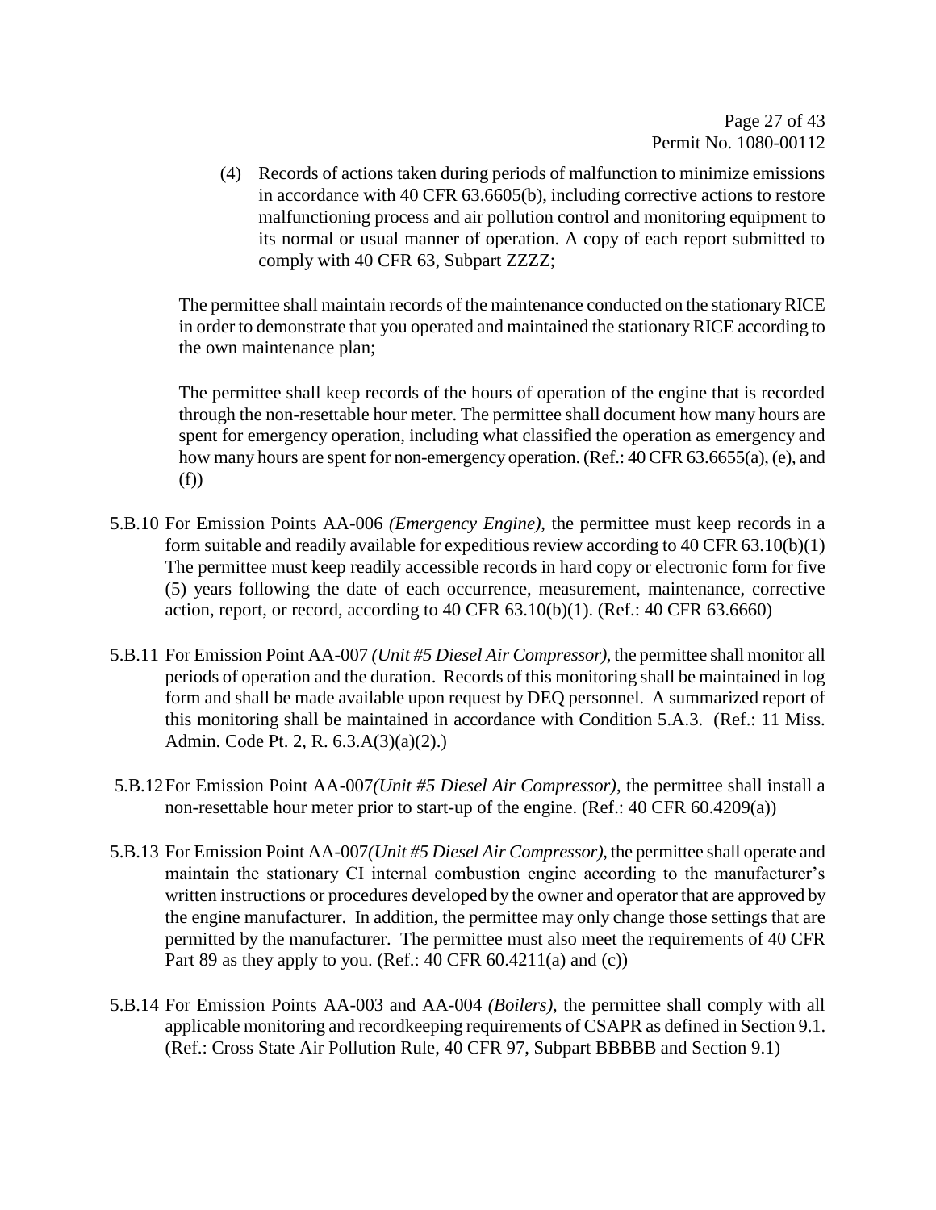(4) Records of actions taken during periods of malfunction to minimize emissions in accordance with 40 CFR 63.6605(b), including corrective actions to restore malfunctioning process and air pollution control and monitoring equipment to its normal or usual manner of operation. A copy of each report submitted to comply with 40 CFR 63, Subpart ZZZZ;

The permittee shall maintain records of the maintenance conducted on the stationary RICE in order to demonstrate that you operated and maintained the stationary RICE according to the own maintenance plan;

The permittee shall keep records of the hours of operation of the engine that is recorded through the non-resettable hour meter. The permittee shall document how many hours are spent for emergency operation, including what classified the operation as emergency and how many hours are spent for non-emergency operation. (Ref.: 40 CFR 63.6655(a), (e), and (f))

5.B.10 For Emission Points AA-006 *(Emergency Engine)*, the permittee must keep records in a form suitable and readily available for expeditious review according to 40 CFR 63.10(b)(1) The permittee must keep readily accessible records in hard copy or electronic form for five (5) years following the date of each occurrence, measurement, maintenance, corrective action, report, or record, according to 40 CFR 63.10(b)(1). (Ref.: 40 CFR 63.6660)

5.B.11 For Emission Point AA-007 *(Unit #5 Diesel Air Compressor)*, the permittee shall monitor all periods of operation and the duration. Records of this monitoring shall be maintained in log form and shall be made available upon request by DEQ personnel. A summarized report of this monitoring shall be maintained in accordance with Condition 5.A.3. (Ref.: 11 Miss. Admin. Code Pt. 2, R. 6.3.A(3)(a)(2).)

5.B.12 For Emission Point AA-007*(Unit #5 Diesel Air Compressor)*, the permittee shall install a non-resettable hour meter prior to start-up of the engine. (Ref.: 40 CFR 60.4209(a))

5.B.13 For Emission Point AA-007*(Unit #5 Diesel Air Compressor)*, the permittee shall operate and maintain the stationary CI internal combustion engine according to the manufacturer's written instructions or procedures developed by the owner and operator that are approved by the engine manufacturer. In addition, the permittee may only change those settings that are permitted by the manufacturer. The permittee must also meet the requirements of 40 CFR Part 89 as they apply to you. (Ref.: 40 CFR 60.4211(a) and (c))

5.B.14 For Emission Points AA-003 and AA-004 *(Boilers)*, the permittee shall comply with all applicable monitoring and recordkeeping requirements of CSAPR as defined in Section 9.1. (Ref.: Cross State Air Pollution Rule, 40 CFR 97, Subpart BBBBB and Section 9.1)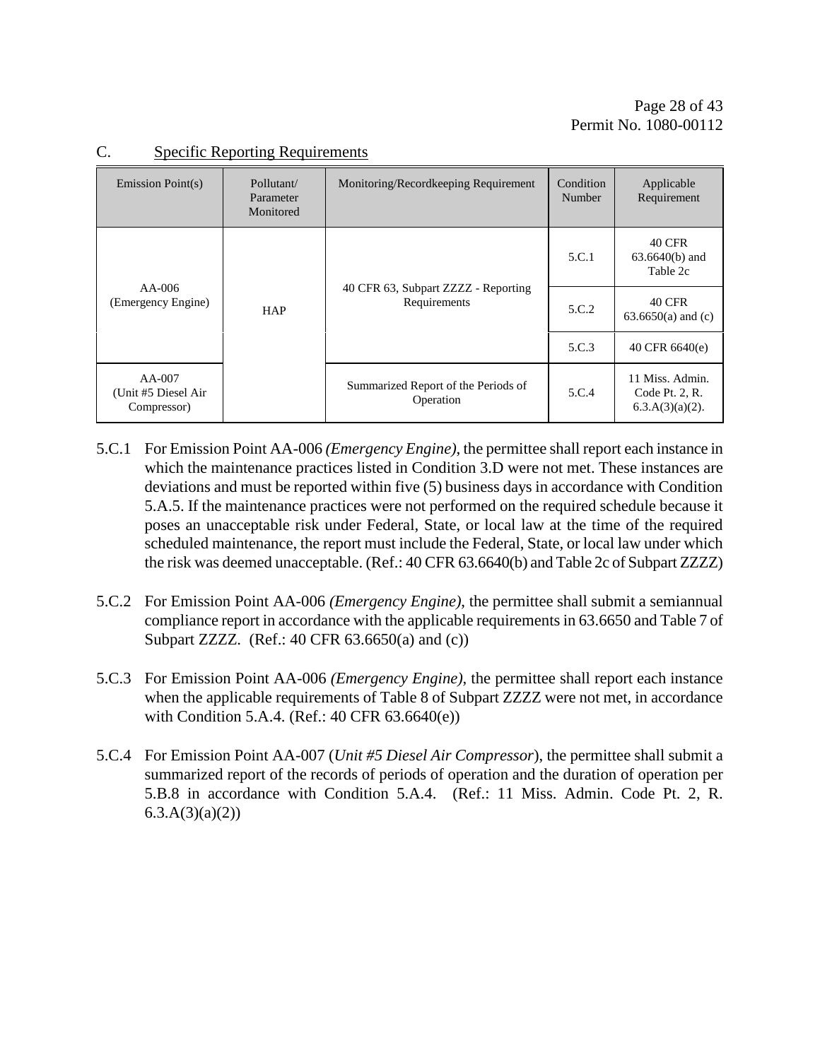## C. Specific Reporting Requirements

| Emission Point(s) | Pollutant/ Parameter Monitored | Monitoring/Recordkeeping Requirement | Condition Number | Applicable Requirement |
|---|---|---|---|---|
| AA-006 (Emergency Engine) | HAP | 40 CFR 63, Subpart ZZZZ - Reporting Requirements | 5.C.1 | 40 CFR 63.6640(b) and Table 2c |
| | | | 5.C.2 | 40 CFR 63.6650(a) and (c) |
| | | | 5.C.3 | 40 CFR 6640(e) |
| AA-007 (Unit #5 Diesel Air Compressor) | | Summarized Report of the Periods of Operation | 5.C.4 | 11 Miss. Admin. Code Pt. 2, R. 6.3.A(3)(a)(2). |

5.C.1 For Emission Point AA-006 *(Emergency Engine)*, the permittee shall report each instance in which the maintenance practices listed in Condition 3.D were not met. These instances are deviations and must be reported within five (5) business days in accordance with Condition 5.A.5. If the maintenance practices were not performed on the required schedule because it poses an unacceptable risk under Federal, State, or local law at the time of the required scheduled maintenance, the report must include the Federal, State, or local law under which the risk was deemed unacceptable. (Ref.: 40 CFR 63.6640(b) and Table 2c of Subpart ZZZZ)

5.C.2 For Emission Point AA-006 *(Emergency Engine)*, the permittee shall submit a semiannual compliance report in accordance with the applicable requirements in 63.6650 and Table 7 of Subpart ZZZZ. (Ref.: 40 CFR 63.6650(a) and (c))

5.C.3 For Emission Point AA-006 *(Emergency Engine)*, the permittee shall report each instance when the applicable requirements of Table 8 of Subpart ZZZZ were not met, in accordance with Condition 5.A.4. (Ref.: 40 CFR 63.6640(e))

5.C.4 For Emission Point AA-007 (*Unit #5 Diesel Air Compressor*), the permittee shall submit a summarized report of the records of periods of operation and the duration of operation per 5.B.8 in accordance with Condition 5.A.4. (Ref.: 11 Miss. Admin. Code Pt. 2, R. 6.3.A(3)(a)(2))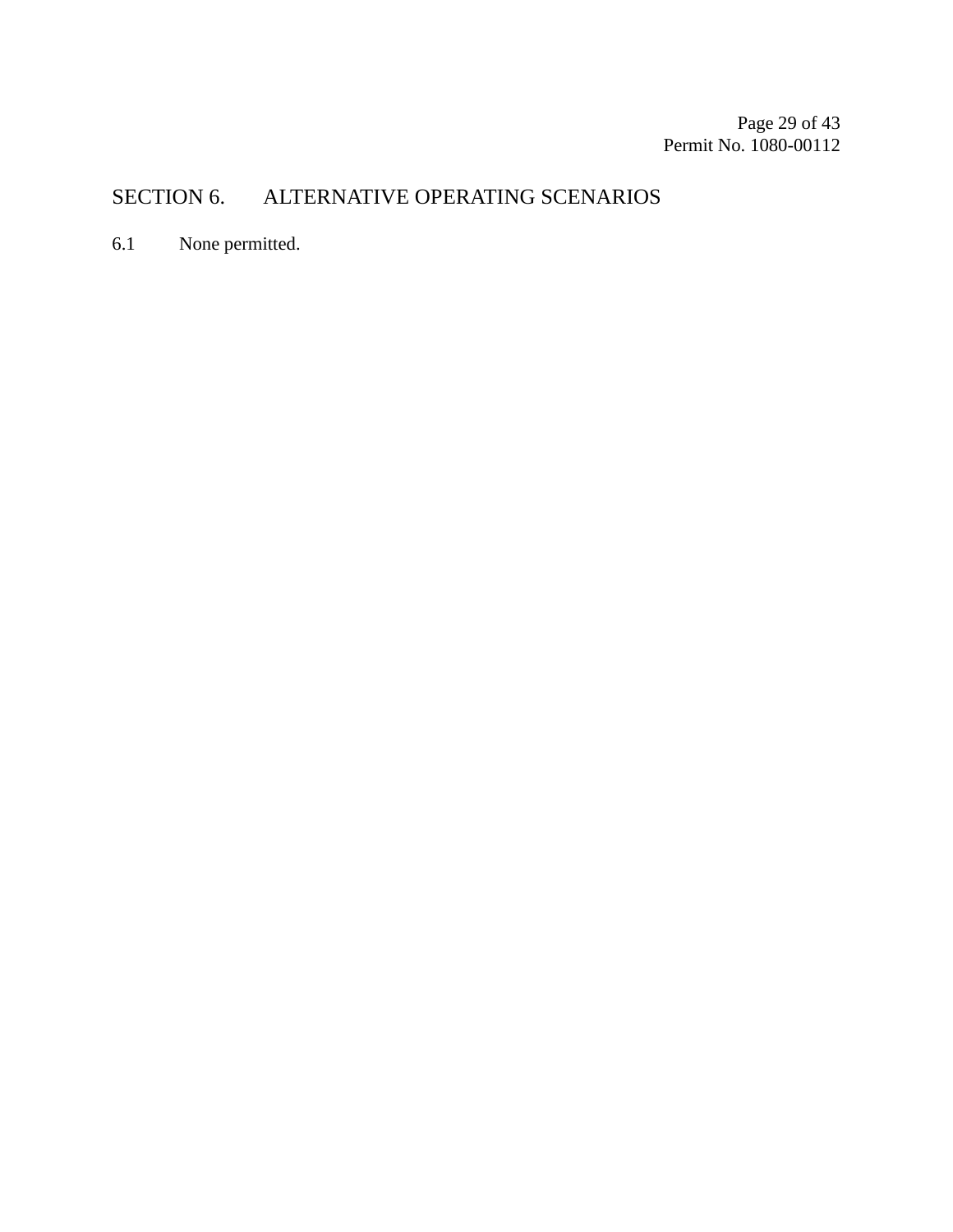## SECTION 6. ALTERNATIVE OPERATING SCENARIOS

6.1 None permitted.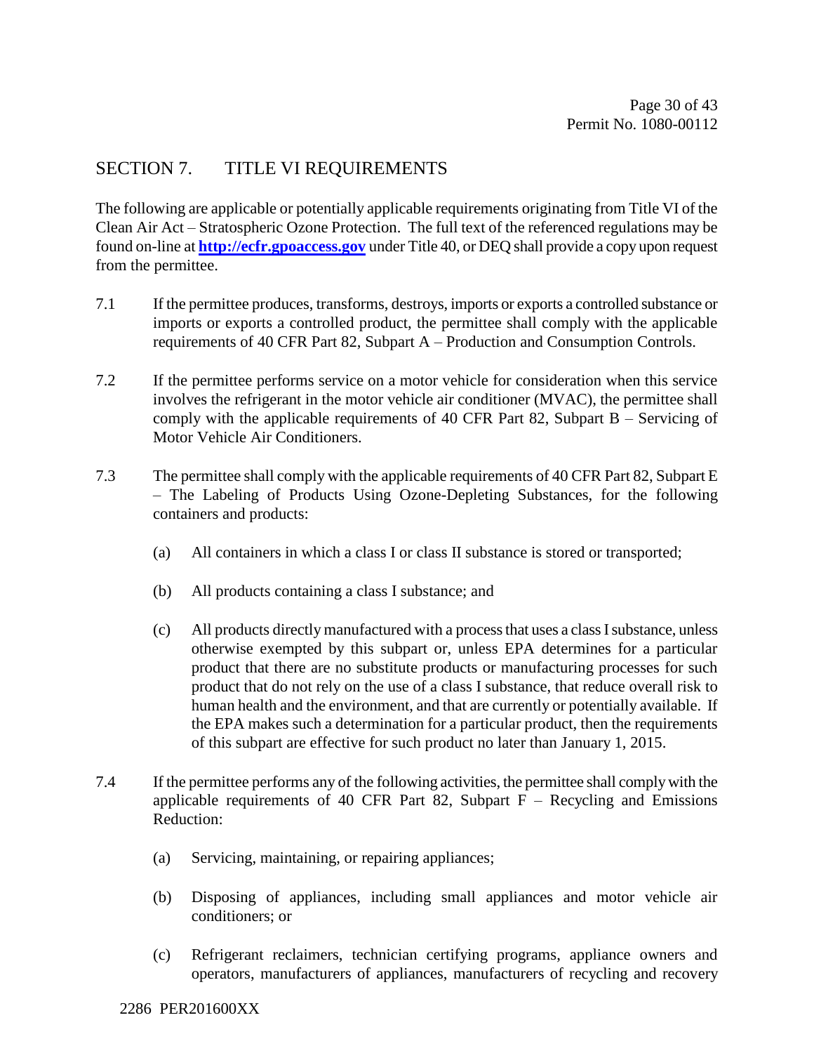## SECTION 7. TITLE VI REQUIREMENTS

The following are applicable or potentially applicable requirements originating from Title VI of the Clean Air Act – Stratospheric Ozone Protection. The full text of the referenced regulations may be found on-line at **[http://ecfr.gpoaccess.gov](http://ecfr.gpoaccess.gov)** under Title 40, or DEQ shall provide a copy upon request from the permittee.

7.1 If the permittee produces, transforms, destroys, imports or exports a controlled substance or imports or exports a controlled product, the permittee shall comply with the applicable requirements of 40 CFR Part 82, Subpart A – Production and Consumption Controls.

7.2 If the permittee performs service on a motor vehicle for consideration when this service involves the refrigerant in the motor vehicle air conditioner (MVAC), the permittee shall comply with the applicable requirements of 40 CFR Part 82, Subpart B – Servicing of Motor Vehicle Air Conditioners.

7.3 The permittee shall comply with the applicable requirements of 40 CFR Part 82, Subpart E – The Labeling of Products Using Ozone-Depleting Substances, for the following containers and products:

- (a) All containers in which a class I or class II substance is stored or transported;
- (b) All products containing a class I substance; and
- (c) All products directly manufactured with a process that uses a class I substance, unless otherwise exempted by this subpart or, unless EPA determines for a particular product that there are no substitute products or manufacturing processes for such product that do not rely on the use of a class I substance, that reduce overall risk to human health and the environment, and that are currently or potentially available. If the EPA makes such a determination for a particular product, then the requirements of this subpart are effective for such product no later than January 1, 2015.

7.4 If the permittee performs any of the following activities, the permittee shall comply with the applicable requirements of 40 CFR Part 82, Subpart F – Recycling and Emissions Reduction:

- (a) Servicing, maintaining, or repairing appliances;
- (b) Disposing of appliances, including small appliances and motor vehicle air conditioners; or
- (c) Refrigerant reclaimers, technician certifying programs, appliance owners and operators, manufacturers of appliances, manufacturers of recycling and recovery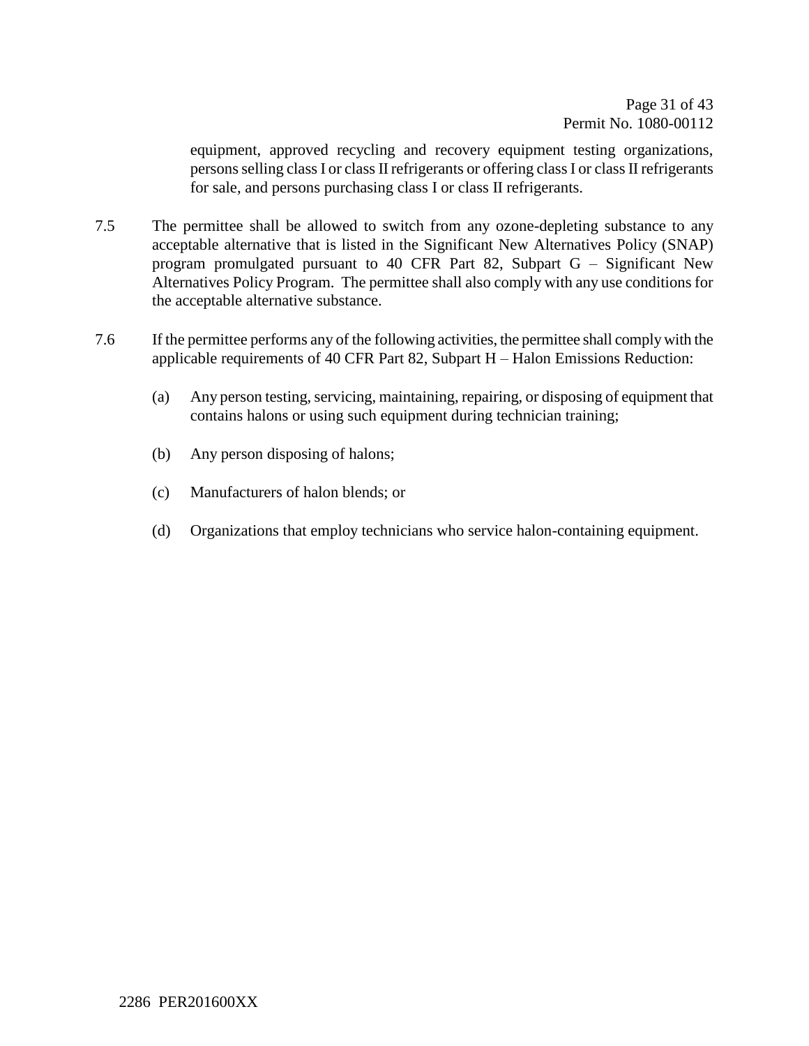equipment, approved recycling and recovery equipment testing organizations, persons selling class I or class II refrigerants or offering class I or class II refrigerants for sale, and persons purchasing class I or class II refrigerants.

7.5 The permittee shall be allowed to switch from any ozone-depleting substance to any acceptable alternative that is listed in the Significant New Alternatives Policy (SNAP) program promulgated pursuant to 40 CFR Part 82, Subpart G – Significant New Alternatives Policy Program. The permittee shall also comply with any use conditions for the acceptable alternative substance.

7.6 If the permittee performs any of the following activities, the permittee shall comply with the applicable requirements of 40 CFR Part 82, Subpart H – Halon Emissions Reduction:

(a) Any person testing, servicing, maintaining, repairing, or disposing of equipment that contains halons or using such equipment during technician training;

(b) Any person disposing of halons;

(c) Manufacturers of halon blends; or

(d) Organizations that employ technicians who service halon-containing equipment.

2286 PER201600XX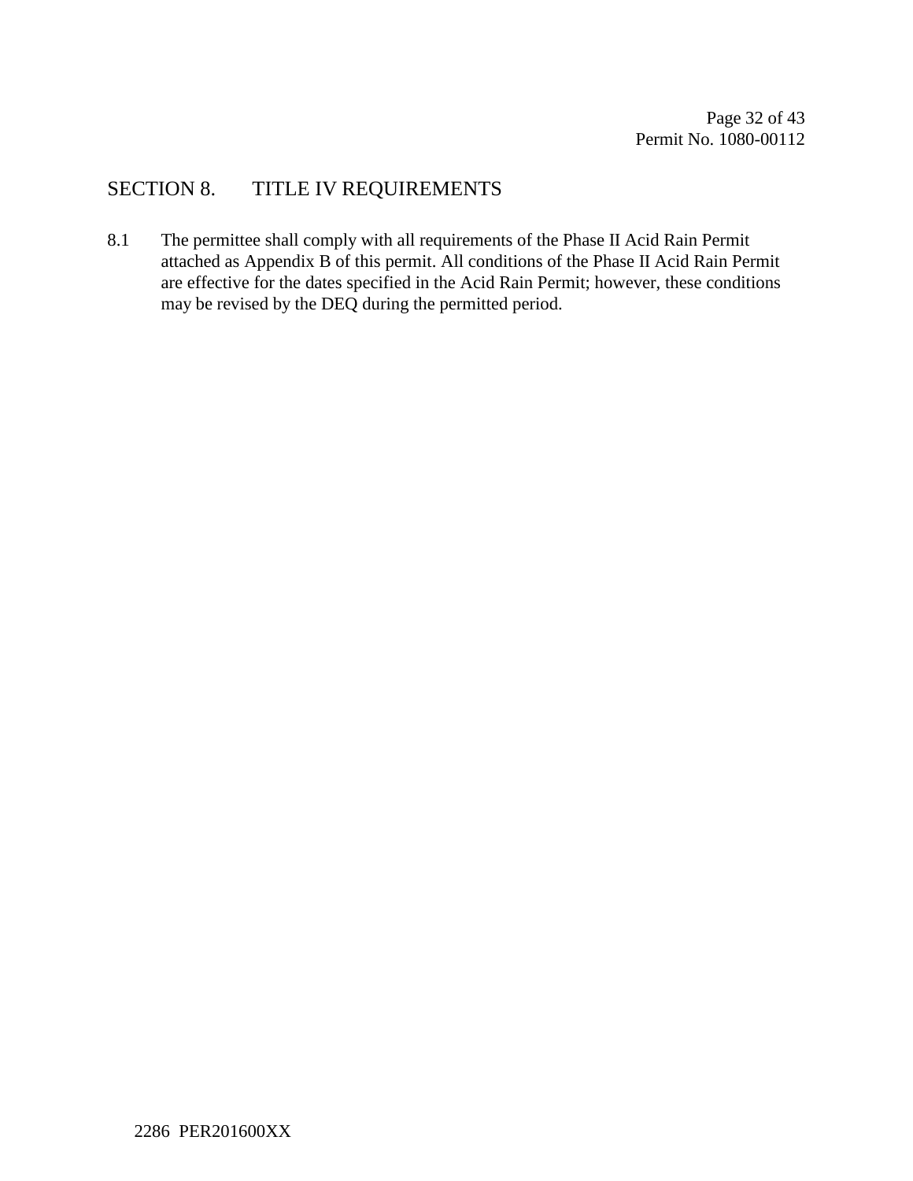## SECTION 8. TITLE IV REQUIREMENTS

8.1 The permittee shall comply with all requirements of the Phase II Acid Rain Permit attached as Appendix B of this permit. All conditions of the Phase II Acid Rain Permit are effective for the dates specified in the Acid Rain Permit; however, these conditions may be revised by the DEQ during the permitted period.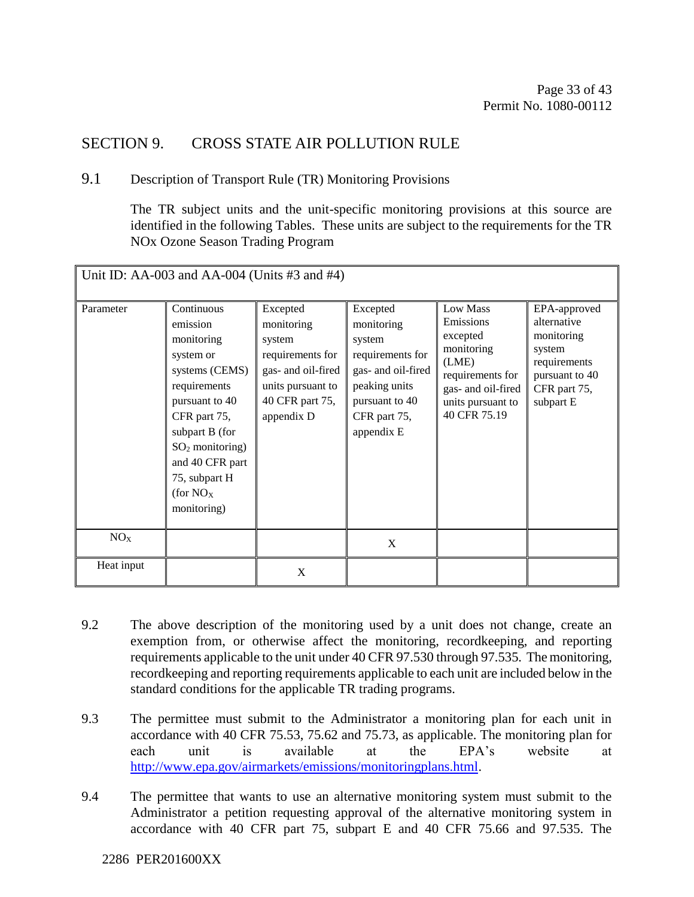## SECTION 9. CROSS STATE AIR POLLUTION RULE

### 9.1 Description of Transport Rule (TR) Monitoring Provisions

The TR subject units and the unit-specific monitoring provisions at this source are identified in the following Tables. These units are subject to the requirements for the TR NOx Ozone Season Trading Program

| Unit ID: AA-003 and AA-004 (Units #3 and #4) | | | | | |
|---|---|---|---|---|---|
| Parameter | Continuous emission monitoring system or systems (CEMS) requirements pursuant to 40 CFR part 75, subpart B (for $SO_2$ monitoring) and 40 CFR part 75, subpart H (for $NO_X$ monitoring) | Excepted monitoring system requirements for gas- and oil-fired units pursuant to 40 CFR part 75, appendix D | Excepted monitoring system requirements for gas- and oil-fired peaking units pursuant to 40 CFR part 75, appendix E | Low Mass Emissions excepted monitoring (LME) requirements for gas- and oil-fired units pursuant to 40 CFR 75.19 | EPA-approved alternative monitoring system requirements pursuant to 40 CFR part 75, subpart E |
| $NO_X$ | | | X | | |
| Heat input | | X | | | |

9.2 The above description of the monitoring used by a unit does not change, create an exemption from, or otherwise affect the monitoring, recordkeeping, and reporting requirements applicable to the unit under 40 CFR 97.530 through 97.535. The monitoring, recordkeeping and reporting requirements applicable to each unit are included below in the standard conditions for the applicable TR trading programs.

9.3 The permittee must submit to the Administrator a monitoring plan for each unit in accordance with 40 CFR 75.53, 75.62 and 75.73, as applicable. The monitoring plan for each unit is available at the EPA's website at http://www.epa.gov/airmarkets/emissions/monitoringplans.html.

9.4 The permittee that wants to use an alternative monitoring system must submit to the Administrator a petition requesting approval of the alternative monitoring system in accordance with 40 CFR part 75, subpart E and 40 CFR 75.66 and 97.535. The

2286 PER201600XX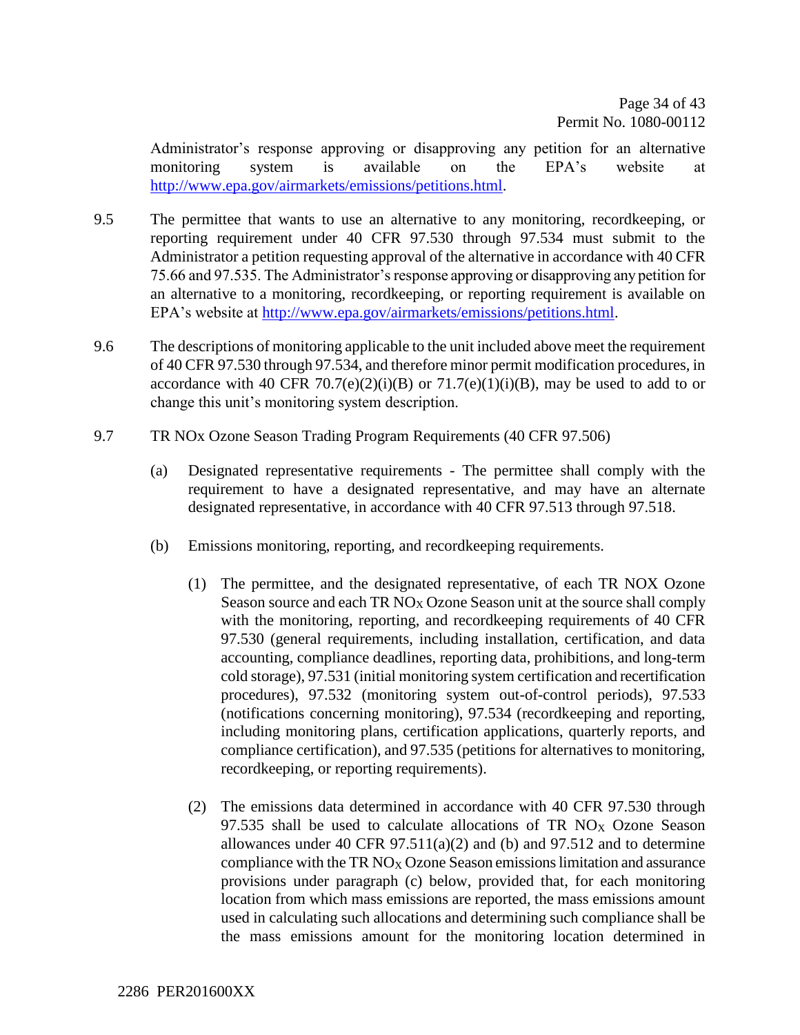Administrator's response approving or disapproving any petition for an alternative monitoring system is available on the EPA's website at http://www.epa.gov/airmarkets/emissions/petitions.html.

9.5 The permittee that wants to use an alternative to any monitoring, recordkeeping, or reporting requirement under 40 CFR 97.530 through 97.534 must submit to the Administrator a petition requesting approval of the alternative in accordance with 40 CFR 75.66 and 97.535. The Administrator's response approving or disapproving any petition for an alternative to a monitoring, recordkeeping, or reporting requirement is available on EPA's website at http://www.epa.gov/airmarkets/emissions/petitions.html.

9.6 The descriptions of monitoring applicable to the unit included above meet the requirement of 40 CFR 97.530 through 97.534, and therefore minor permit modification procedures, in accordance with 40 CFR 70.7(e)(2)(i)(B) or 71.7(e)(1)(i)(B), may be used to add to or change this unit's monitoring system description.

9.7 TR NOx Ozone Season Trading Program Requirements (40 CFR 97.506)

(a) Designated representative requirements - The permittee shall comply with the requirement to have a designated representative, and may have an alternate designated representative, in accordance with 40 CFR 97.513 through 97.518.

(b) Emissions monitoring, reporting, and recordkeeping requirements.

(1) The permittee, and the designated representative, of each TR NOX Ozone Season source and each TR $NO_X$ Ozone Season unit at the source shall comply with the monitoring, reporting, and recordkeeping requirements of 40 CFR 97.530 (general requirements, including installation, certification, and data accounting, compliance deadlines, reporting data, prohibitions, and long-term cold storage), 97.531 (initial monitoring system certification and recertification procedures), 97.532 (monitoring system out-of-control periods), 97.533 (notifications concerning monitoring), 97.534 (recordkeeping and reporting, including monitoring plans, certification applications, quarterly reports, and compliance certification), and 97.535 (petitions for alternatives to monitoring, recordkeeping, or reporting requirements).

(2) The emissions data determined in accordance with 40 CFR 97.530 through 97.535 shall be used to calculate allocations of TR $NO_X$ Ozone Season allowances under 40 CFR 97.511(a)(2) and (b) and 97.512 and to determine compliance with the TR $NO_X$ Ozone Season emissions limitation and assurance provisions under paragraph (c) below, provided that, for each monitoring location from which mass emissions are reported, the mass emissions amount used in calculating such allocations and determining such compliance shall be the mass emissions amount for the monitoring location determined in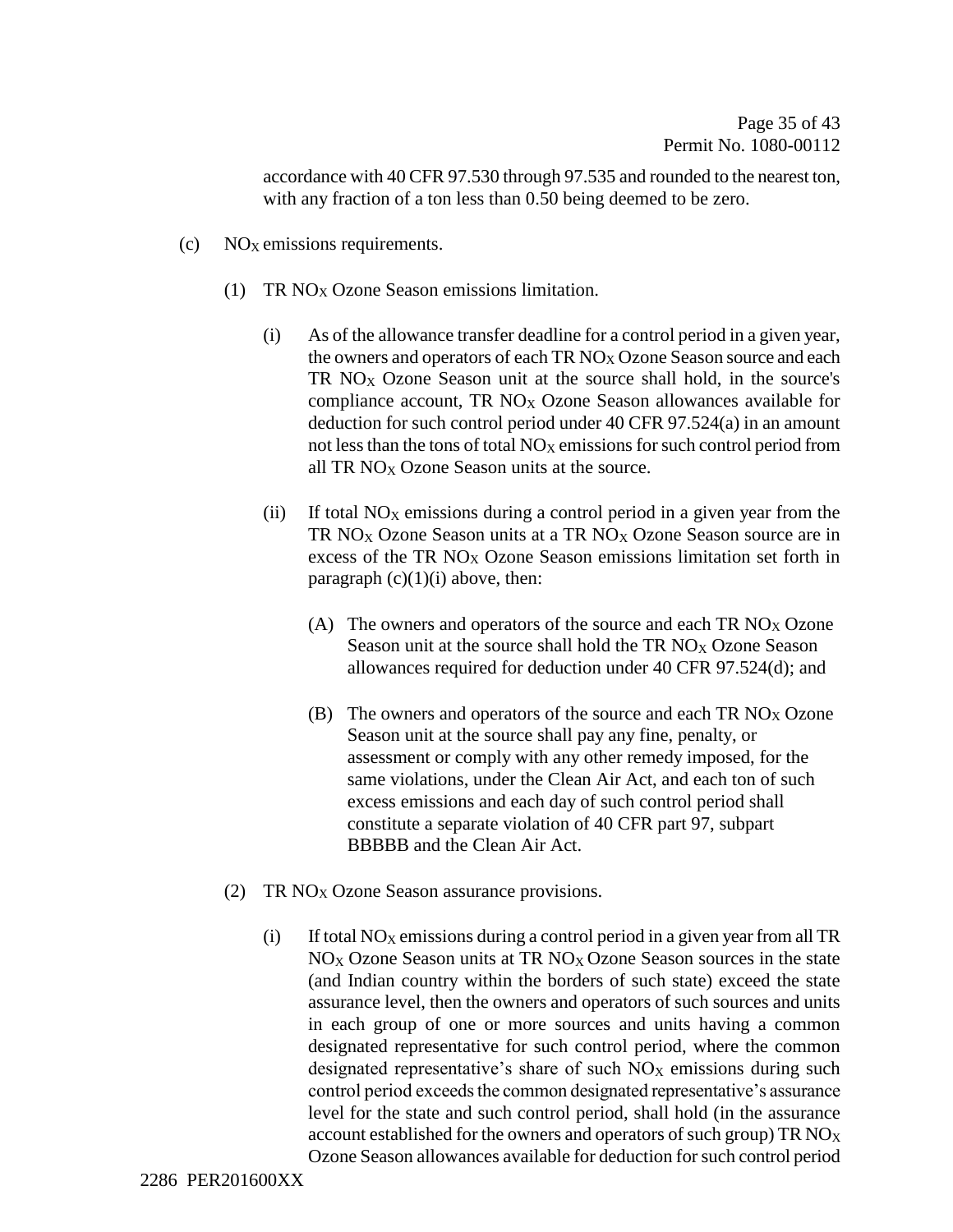accordance with 40 CFR 97.530 through 97.535 and rounded to the nearest ton, with any fraction of a ton less than 0.50 being deemed to be zero.

(c) $NO_X$ emissions requirements.

(1) TR $NO_X$ Ozone Season emissions limitation.

(i) As of the allowance transfer deadline for a control period in a given year, the owners and operators of each TR $NO_X$ Ozone Season source and each TR $NO_X$ Ozone Season unit at the source shall hold, in the source's compliance account, TR $NO_X$ Ozone Season allowances available for deduction for such control period under 40 CFR 97.524(a) in an amount not less than the tons of total $NO_X$ emissions for such control period from all TR $NO_X$ Ozone Season units at the source.

(ii) If total $NO_X$ emissions during a control period in a given year from the TR $NO_X$ Ozone Season units at a TR $NO_X$ Ozone Season source are in excess of the TR $NO_X$ Ozone Season emissions limitation set forth in paragraph (c)(1)(i) above, then:

(A) The owners and operators of the source and each TR $NO_X$ Ozone Season unit at the source shall hold the TR $NO_X$ Ozone Season allowances required for deduction under 40 CFR 97.524(d); and

(B) The owners and operators of the source and each TR $NO_X$ Ozone Season unit at the source shall pay any fine, penalty, or assessment or comply with any other remedy imposed, for the same violations, under the Clean Air Act, and each ton of such excess emissions and each day of such control period shall constitute a separate violation of 40 CFR part 97, subpart BBBBB and the Clean Air Act.

(2) TR $NO_X$ Ozone Season assurance provisions.

(i) If total $NO_X$ emissions during a control period in a given year from all TR $NO_X$ Ozone Season units at TR $NO_X$ Ozone Season sources in the state (and Indian country within the borders of such state) exceed the state assurance level, then the owners and operators of such sources and units in each group of one or more sources and units having a common designated representative for such control period, where the common designated representative's share of such $NO_X$ emissions during such control period exceeds the common designated representative's assurance level for the state and such control period, shall hold (in the assurance account established for the owners and operators of such group) TR $NO_X$ Ozone Season allowances available for deduction for such control period

2286 PER201600XX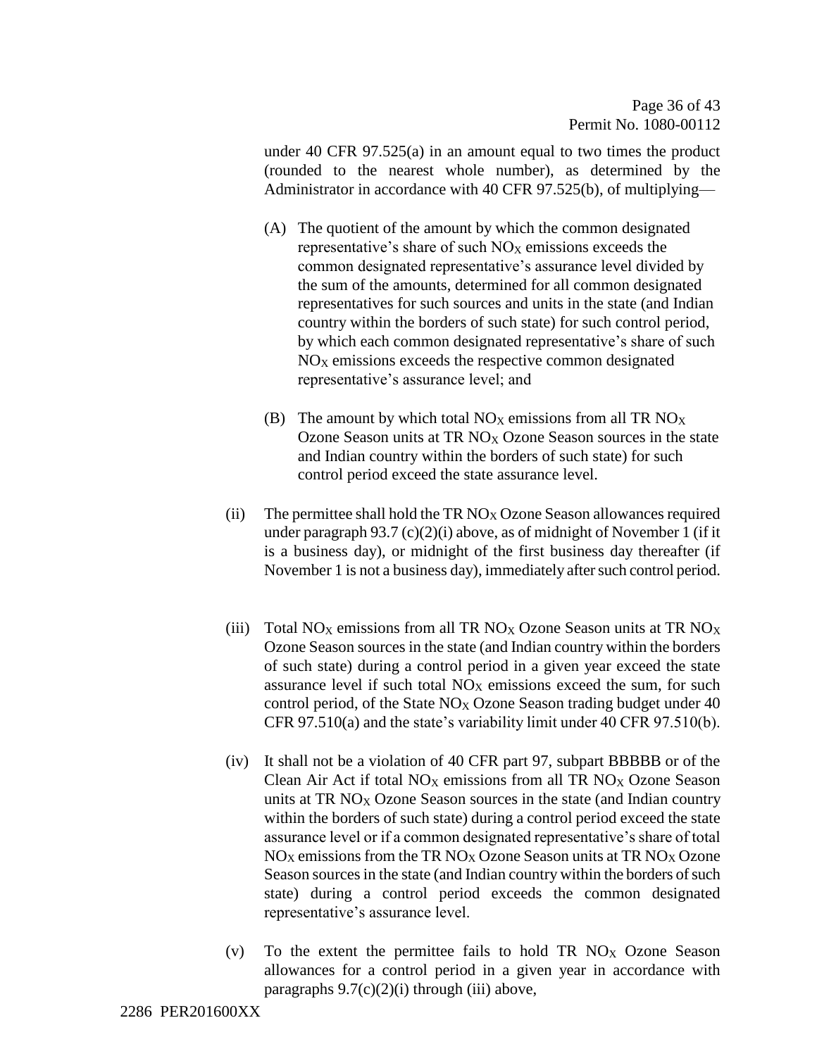under 40 CFR 97.525(a) in an amount equal to two times the product (rounded to the nearest whole number), as determined by the Administrator in accordance with 40 CFR 97.525(b), of multiplying—

(A) The quotient of the amount by which the common designated representative's share of such $NO_X$ emissions exceeds the common designated representative's assurance level divided by the sum of the amounts, determined for all common designated representatives for such sources and units in the state (and Indian country within the borders of such state) for such control period, by which each common designated representative's share of such $NO_X$ emissions exceeds the respective common designated representative's assurance level; and

(B) The amount by which total $NO_X$ emissions from all TR $NO_X$ Ozone Season units at TR $NO_X$ Ozone Season sources in the state and Indian country within the borders of such state) for such control period exceed the state assurance level.

(ii) The permittee shall hold the TR $NO_X$ Ozone Season allowances required under paragraph 93.7 (c)(2)(i) above, as of midnight of November 1 (if it is a business day), or midnight of the first business day thereafter (if November 1 is not a business day), immediately after such control period.

(iii) Total $NO_X$ emissions from all TR $NO_X$ Ozone Season units at TR $NO_X$ Ozone Season sources in the state (and Indian country within the borders of such state) during a control period in a given year exceed the state assurance level if such total $NO_X$ emissions exceed the sum, for such control period, of the State $NO_X$ Ozone Season trading budget under 40 CFR 97.510(a) and the state's variability limit under 40 CFR 97.510(b).

(iv) It shall not be a violation of 40 CFR part 97, subpart BBBBB or of the Clean Air Act if total $NO_X$ emissions from all TR $NO_X$ Ozone Season units at TR $NO_X$ Ozone Season sources in the state (and Indian country within the borders of such state) during a control period exceed the state assurance level or if a common designated representative's share of total $NO_X$ emissions from the TR $NO_X$ Ozone Season units at TR $NO_X$ Ozone Season sources in the state (and Indian country within the borders of such state) during a control period exceeds the common designated representative's assurance level.

(v) To the extent the permittee fails to hold TR $NO_X$ Ozone Season allowances for a control period in a given year in accordance with paragraphs 9.7(c)(2)(i) through (iii) above,

2286 PER201600XX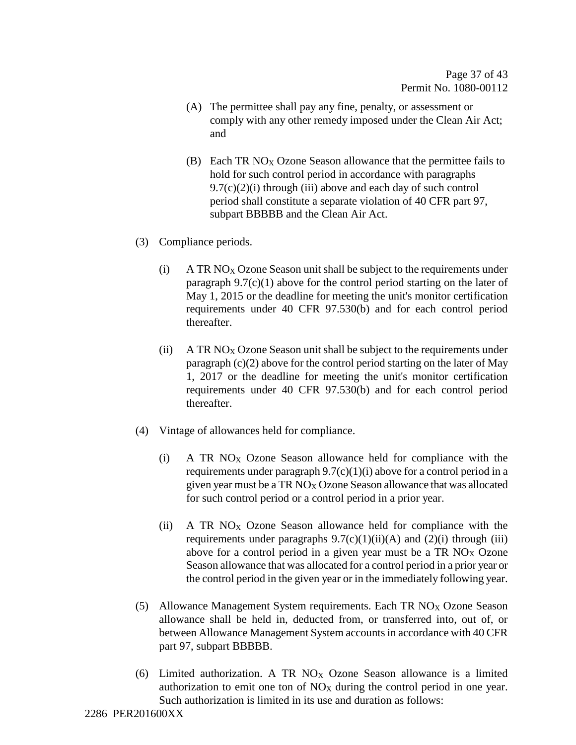(A) The permittee shall pay any fine, penalty, or assessment or comply with any other remedy imposed under the Clean Air Act; and

(B) Each TR $NO_X$ Ozone Season allowance that the permittee fails to hold for such control period in accordance with paragraphs 9.7(c)(2)(i) through (iii) above and each day of such control period shall constitute a separate violation of 40 CFR part 97, subpart BBBBB and the Clean Air Act.

(3) Compliance periods.

(i) A TR $NO_X$ Ozone Season unit shall be subject to the requirements under paragraph 9.7(c)(1) above for the control period starting on the later of May 1, 2015 or the deadline for meeting the unit's monitor certification requirements under 40 CFR 97.530(b) and for each control period thereafter.

(ii) A TR $NO_X$ Ozone Season unit shall be subject to the requirements under paragraph (c)(2) above for the control period starting on the later of May 1, 2017 or the deadline for meeting the unit's monitor certification requirements under 40 CFR 97.530(b) and for each control period thereafter.

(4) Vintage of allowances held for compliance.

(i) A TR $NO_X$ Ozone Season allowance held for compliance with the requirements under paragraph 9.7(c)(1)(i) above for a control period in a given year must be a TR $NO_X$ Ozone Season allowance that was allocated for such control period or a control period in a prior year.

(ii) A TR $NO_X$ Ozone Season allowance held for compliance with the requirements under paragraphs 9.7(c)(1)(ii)(A) and (2)(i) through (iii) above for a control period in a given year must be a TR $NO_X$ Ozone Season allowance that was allocated for a control period in a prior year or the control period in the given year or in the immediately following year.

(5) Allowance Management System requirements. Each TR $NO_X$ Ozone Season allowance shall be held in, deducted from, or transferred into, out of, or between Allowance Management System accounts in accordance with 40 CFR part 97, subpart BBBBB.

(6) Limited authorization. A TR $NO_X$ Ozone Season allowance is a limited authorization to emit one ton of $NO_X$ during the control period in one year. Such authorization is limited in its use and duration as follows: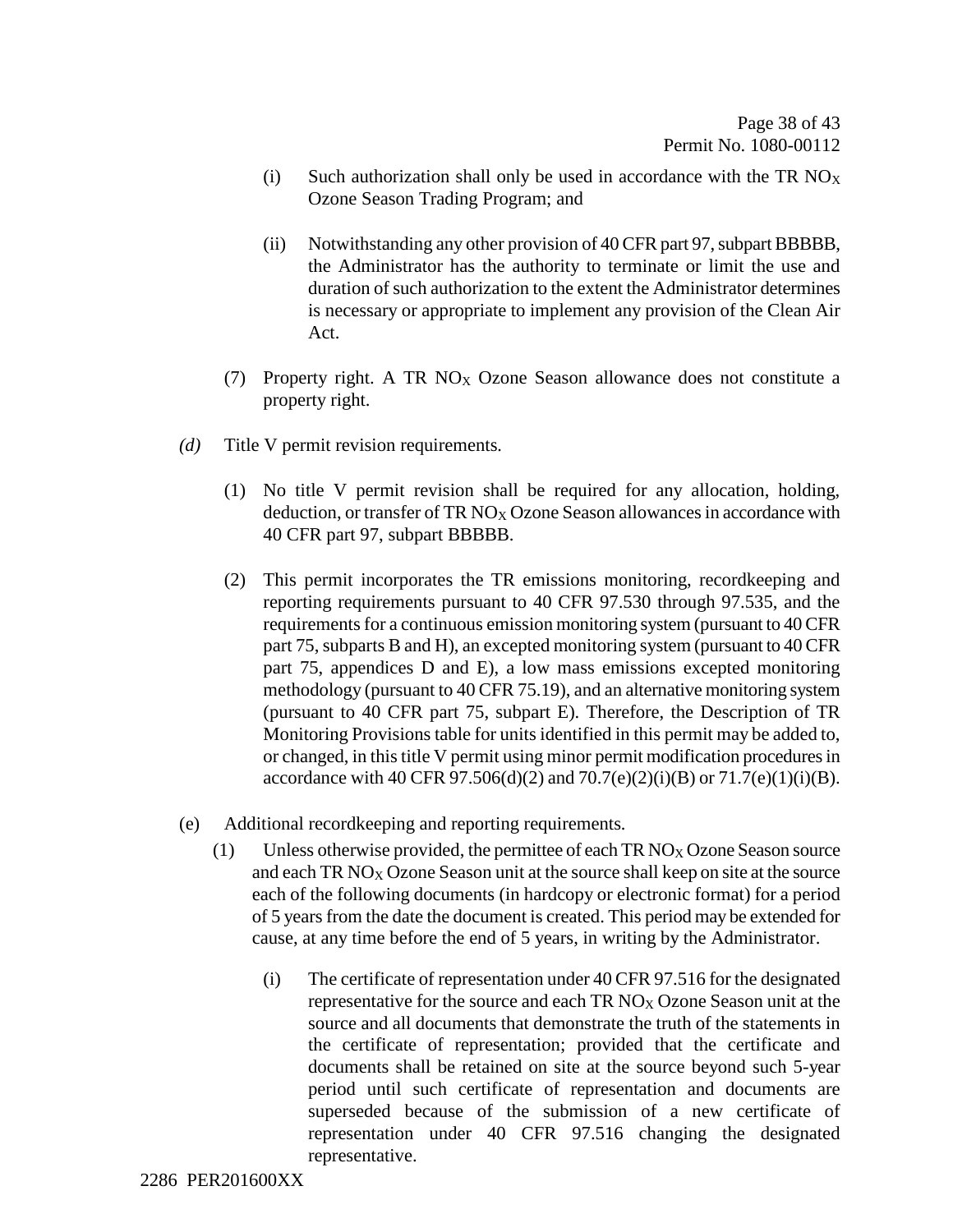(i) Such authorization shall only be used in accordance with the TR $NO_X$ Ozone Season Trading Program; and

(ii) Notwithstanding any other provision of 40 CFR part 97, subpart BBBBB, the Administrator has the authority to terminate or limit the use and duration of such authorization to the extent the Administrator determines is necessary or appropriate to implement any provision of the Clean Air Act.

(7) Property right. A TR $NO_X$ Ozone Season allowance does not constitute a property right.

*(d)* Title V permit revision requirements.

(1) No title V permit revision shall be required for any allocation, holding, deduction, or transfer of TR $NO_X$ Ozone Season allowances in accordance with 40 CFR part 97, subpart BBBBB.

(2) This permit incorporates the TR emissions monitoring, recordkeeping and reporting requirements pursuant to 40 CFR 97.530 through 97.535, and the requirements for a continuous emission monitoring system (pursuant to 40 CFR part 75, subparts B and H), an excepted monitoring system (pursuant to 40 CFR part 75, appendices D and E), a low mass emissions excepted monitoring methodology (pursuant to 40 CFR 75.19), and an alternative monitoring system (pursuant to 40 CFR part 75, subpart E). Therefore, the Description of TR Monitoring Provisions table for units identified in this permit may be added to, or changed, in this title V permit using minor permit modification procedures in accordance with 40 CFR 97.506(d)(2) and 70.7(e)(2)(i)(B) or 71.7(e)(1)(i)(B).

(e) Additional recordkeeping and reporting requirements.

(1) Unless otherwise provided, the permittee of each TR $NO_X$ Ozone Season source and each TR $NO_X$ Ozone Season unit at the source shall keep on site at the source each of the following documents (in hardcopy or electronic format) for a period of 5 years from the date the document is created. This period may be extended for cause, at any time before the end of 5 years, in writing by the Administrator.

(i) The certificate of representation under 40 CFR 97.516 for the designated representative for the source and each TR $NO_X$ Ozone Season unit at the source and all documents that demonstrate the truth of the statements in the certificate of representation; provided that the certificate and documents shall be retained on site at the source beyond such 5-year period until such certificate of representation and documents are superseded because of the submission of a new certificate of representation under 40 CFR 97.516 changing the designated representative.

2286 PER201600XX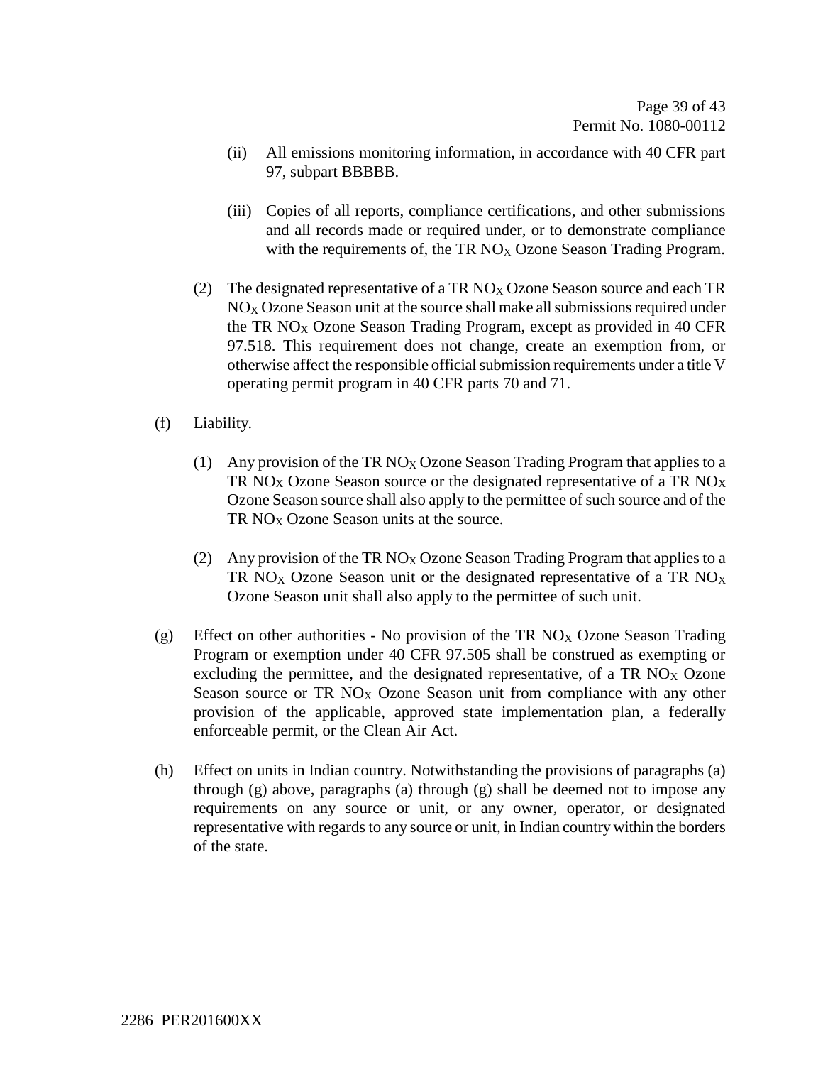(ii) All emissions monitoring information, in accordance with 40 CFR part 97, subpart BBBBB.

(iii) Copies of all reports, compliance certifications, and other submissions and all records made or required under, or to demonstrate compliance with the requirements of, the TR $NO_X$ Ozone Season Trading Program.

(2) The designated representative of a TR $NO_X$ Ozone Season source and each TR $NO_X$ Ozone Season unit at the source shall make all submissions required under the TR $NO_X$ Ozone Season Trading Program, except as provided in 40 CFR 97.518. This requirement does not change, create an exemption from, or otherwise affect the responsible official submission requirements under a title V operating permit program in 40 CFR parts 70 and 71.

(f) Liability.

(1) Any provision of the TR $NO_X$ Ozone Season Trading Program that applies to a TR $NO_X$ Ozone Season source or the designated representative of a TR $NO_X$ Ozone Season source shall also apply to the permittee of such source and of the TR $NO_X$ Ozone Season units at the source.

(2) Any provision of the TR $NO_X$ Ozone Season Trading Program that applies to a TR $NO_X$ Ozone Season unit or the designated representative of a TR $NO_X$ Ozone Season unit shall also apply to the permittee of such unit.

(g) Effect on other authorities - No provision of the TR $NO_X$ Ozone Season Trading Program or exemption under 40 CFR 97.505 shall be construed as exempting or excluding the permittee, and the designated representative, of a TR $NO_X$ Ozone Season source or TR $NO_X$ Ozone Season unit from compliance with any other provision of the applicable, approved state implementation plan, a federally enforceable permit, or the Clean Air Act.

(h) Effect on units in Indian country. Notwithstanding the provisions of paragraphs (a) through (g) above, paragraphs (a) through (g) shall be deemed not to impose any requirements on any source or unit, or any owner, operator, or designated representative with regards to any source or unit, in Indian country within the borders of the state.

2286 PER201600XX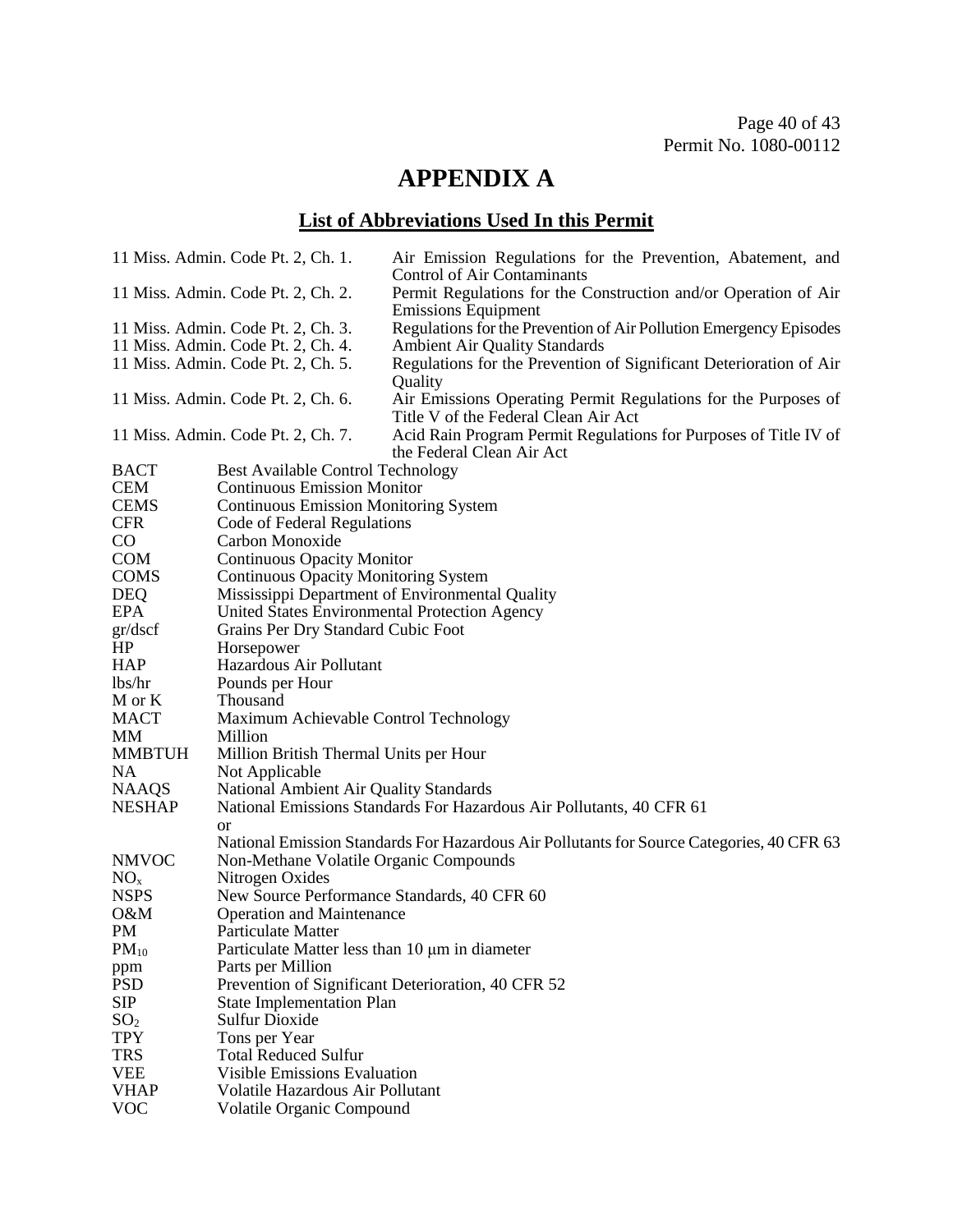# APPENDIX A

## List of Abbreviations Used In this Permit

| | |
|---|---|
| 11 Miss. Admin. Code Pt. 2, Ch. 1. | Air Emission Regulations for the Prevention, Abatement, and Control of Air Contaminants |
| 11 Miss. Admin. Code Pt. 2, Ch. 2. | Permit Regulations for the Construction and/or Operation of Air Emissions Equipment |
| 11 Miss. Admin. Code Pt. 2, Ch. 3. | Regulations for the Prevention of Air Pollution Emergency Episodes |
| 11 Miss. Admin. Code Pt. 2, Ch. 4. | Ambient Air Quality Standards |
| 11 Miss. Admin. Code Pt. 2, Ch. 5. | Regulations for the Prevention of Significant Deterioration of Air Quality |
| 11 Miss. Admin. Code Pt. 2, Ch. 6. | Air Emissions Operating Permit Regulations for the Purposes of Title V of the Federal Clean Air Act |
| 11 Miss. Admin. Code Pt. 2, Ch. 7. | Acid Rain Program Permit Regulations for Purposes of Title IV of the Federal Clean Air Act |

| | |
|---|---|
| BACT | Best Available Control Technology |
| CEM | Continuous Emission Monitor |
| CEMS | Continuous Emission Monitoring System |
| CFR | Code of Federal Regulations |
| CO | Carbon Monoxide |
| COM | Continuous Opacity Monitor |
| COMS | Continuous Opacity Monitoring System |
| DEQ | Mississippi Department of Environmental Quality |
| EPA | United States Environmental Protection Agency |
| gr/dscf | Grains Per Dry Standard Cubic Foot |
| HP | Horsepower |
| HAP | Hazardous Air Pollutant |
| lbs/hr | Pounds per Hour |
| M or K | Thousand |
| MACT | Maximum Achievable Control Technology |
| MM | Million |
| MMBTUH | Million British Thermal Units per Hour |
| NA | Not Applicable |
| NAAQS | National Ambient Air Quality Standards |
| NESHAP | National Emissions Standards For Hazardous Air Pollutants, 40 CFR 61 or National Emission Standards For Hazardous Air Pollutants for Source Categories, 40 CFR 63 |
| NMVOC | Non-Methane Volatile Organic Compounds |
| $NO_x$ | Nitrogen Oxides |
| NSPS | New Source Performance Standards, 40 CFR 60 |
| O&M | Operation and Maintenance |
| PM | Particulate Matter |
| $PM_{10}$ | Particulate Matter less than 10 μm in diameter |
| ppm | Parts per Million |
| PSD | Prevention of Significant Deterioration, 40 CFR 52 |
| SIP | State Implementation Plan |
| $SO_2$ | Sulfur Dioxide |
| TPY | Tons per Year |
| TRS | Total Reduced Sulfur |
| VEE | Visible Emissions Evaluation |
| VHAP | Volatile Hazardous Air Pollutant |
| VOC | Volatile Organic Compound |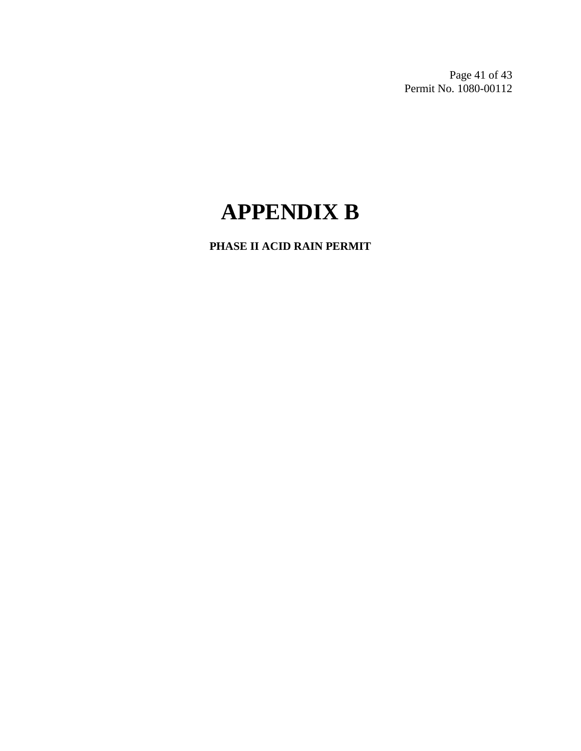# APPENDIX B

**PHASE II ACID RAIN PERMIT**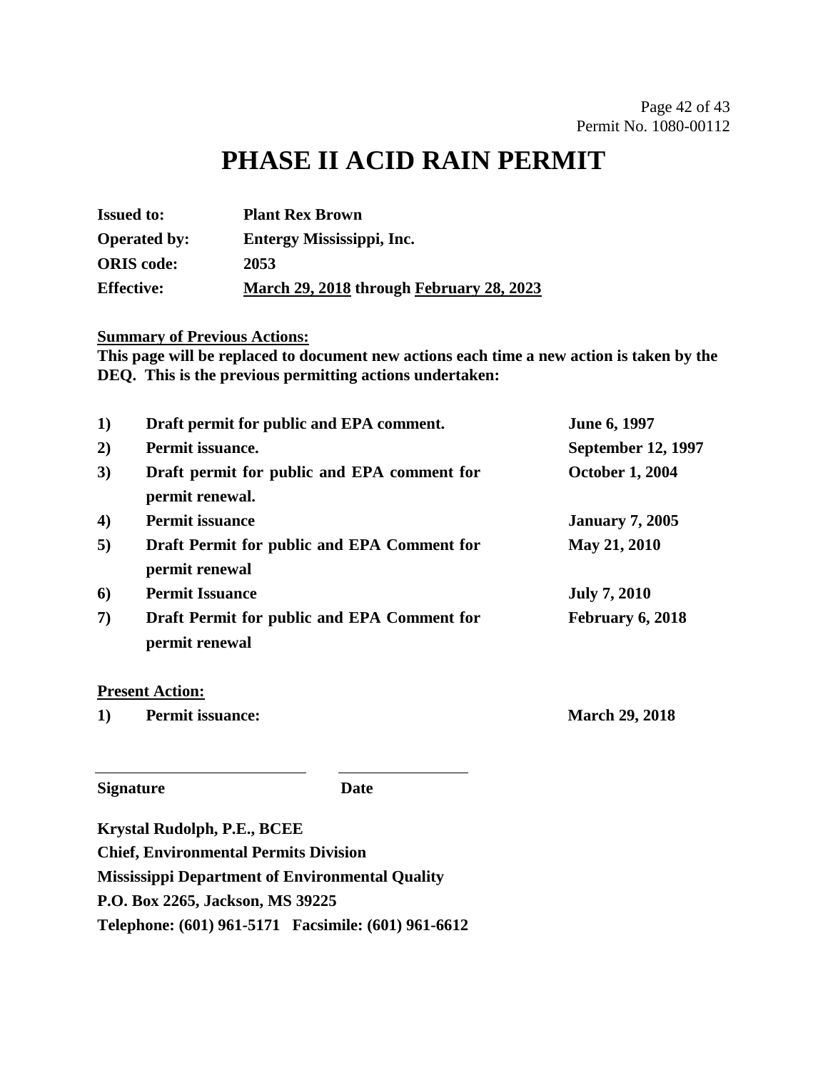# PHASE II ACID RAIN PERMIT

| | |
|---|---|
| **Issued to:** | **Plant Rex Brown** |
| **Operated by:** | **Entergy Mississippi, Inc.** |
| **ORIS code:** | **2053** |
| **Effective:** | **March 29, 2018 through February 28, 2023** |

**Summary of Previous Actions:**

**This page will be replaced to document new actions each time a new action is taken by the DEQ. This is the previous permitting actions undertaken:**

| | | |
|---|---|---|
| **1)** | **Draft permit for public and EPA comment.** | **June 6, 1997** |
| **2)** | **Permit issuance.** | **September 12, 1997** |
| **3)** | **Draft permit for public and EPA comment for permit renewal.** | **October 1, 2004** |
| **4)** | **Permit issuance** | **January 7, 2005** |
| **5)** | **Draft Permit for public and EPA Comment for permit renewal** | **May 21, 2010** |
| **6)** | **Permit Issuance** | **July 7, 2010** |
| **7)** | **Draft Permit for public and EPA Comment for permit renewal** | **February 6, 2018** |

**Present Action:**

| | | |
|---|---|---|
| **1)** | **Permit issuance:** | **March 29, 2018** |

___________________________ ________________

**Signature** **Date**

**Krystal Rudolph, P.E., BCEE**
**Chief, Environmental Permits Division**
**Mississippi Department of Environmental Quality**
**P.O. Box 2265, Jackson, MS 39225**
**Telephone: (601) 961-5171 Facsimile: (601) 961-6612**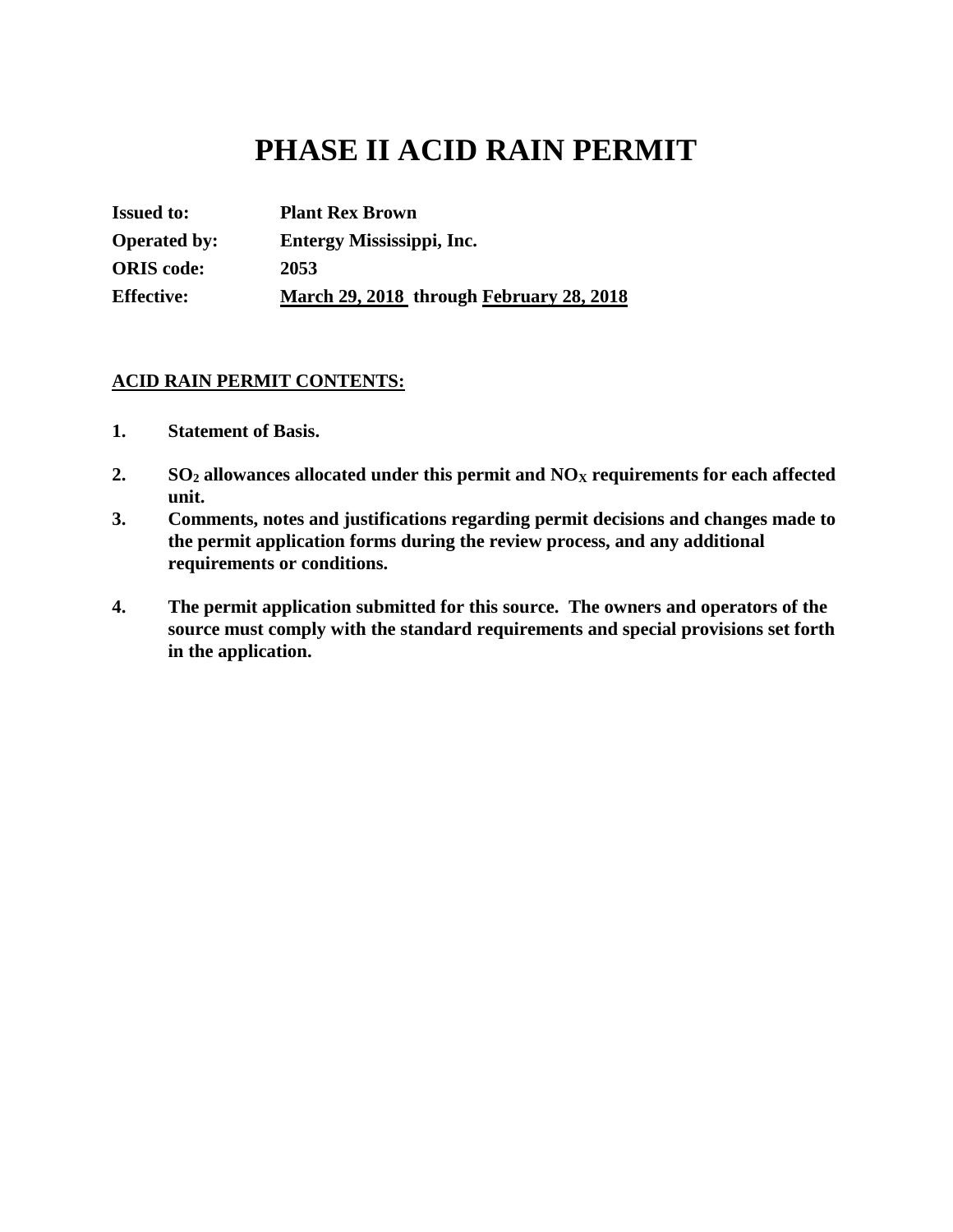# PHASE II ACID RAIN PERMIT

| | |
|---|---|
| **Issued to:** | **Plant Rex Brown** |
| **Operated by:** | **Entergy Mississippi, Inc.** |
| **ORIS code:** | **2053** |
| **Effective:** | **March 29, 2018 through February 28, 2018** |

**ACID RAIN PERMIT CONTENTS:**

1. **Statement of Basis.**
2. **$SO_2$ allowances allocated under this permit and $NO_X$ requirements for each affected unit.**
3. **Comments, notes and justifications regarding permit decisions and changes made to the permit application forms during the review process, and any additional requirements or conditions.**
4. **The permit application submitted for this source. The owners and operators of the source must comply with the standard requirements and special provisions set forth in the application.**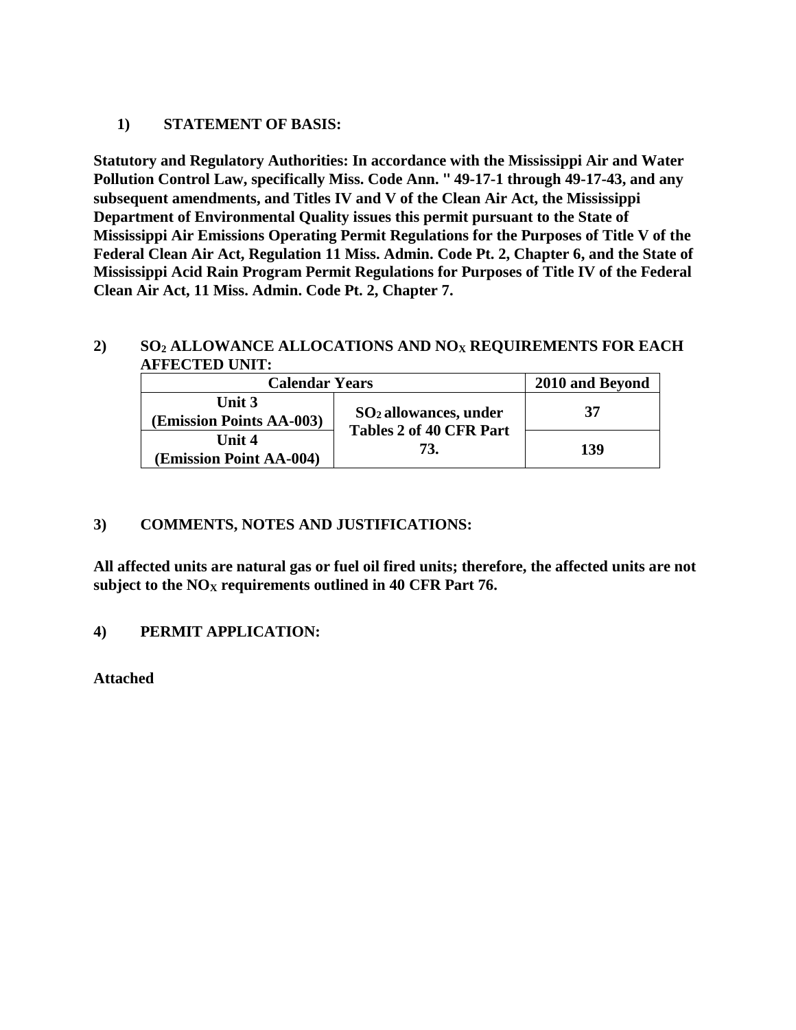## 1) STATEMENT OF BASIS:

**Statutory and Regulatory Authorities: In accordance with the Mississippi Air and Water Pollution Control Law, specifically Miss. Code Ann. " 49-17-1 through 49-17-43, and any subsequent amendments, and Titles IV and V of the Clean Air Act, the Mississippi Department of Environmental Quality issues this permit pursuant to the State of Mississippi Air Emissions Operating Permit Regulations for the Purposes of Title V of the Federal Clean Air Act, Regulation 11 Miss. Admin. Code Pt. 2, Chapter 6, and the State of Mississippi Acid Rain Program Permit Regulations for Purposes of Title IV of the Federal Clean Air Act, 11 Miss. Admin. Code Pt. 2, Chapter 7.**

## 2) $SO_2$ ALLOWANCE ALLOCATIONS AND $NO_X$ REQUIREMENTS FOR EACH AFFECTED UNIT:

| Calendar Years | | 2010 and Beyond |
|---|---|---|
| Unit 3 (Emission Points AA-003) | $SO_2$ allowances, under Tables 2 of 40 CFR Part 73. | 37 |
| Unit 4 (Emission Point AA-004) | | 139 |

## 3) COMMENTS, NOTES AND JUSTIFICATIONS:

**All affected units are natural gas or fuel oil fired units; therefore, the affected units are not subject to the $NO_X$ requirements outlined in 40 CFR Part 76.**

## 4) PERMIT APPLICATION:

**Attached**